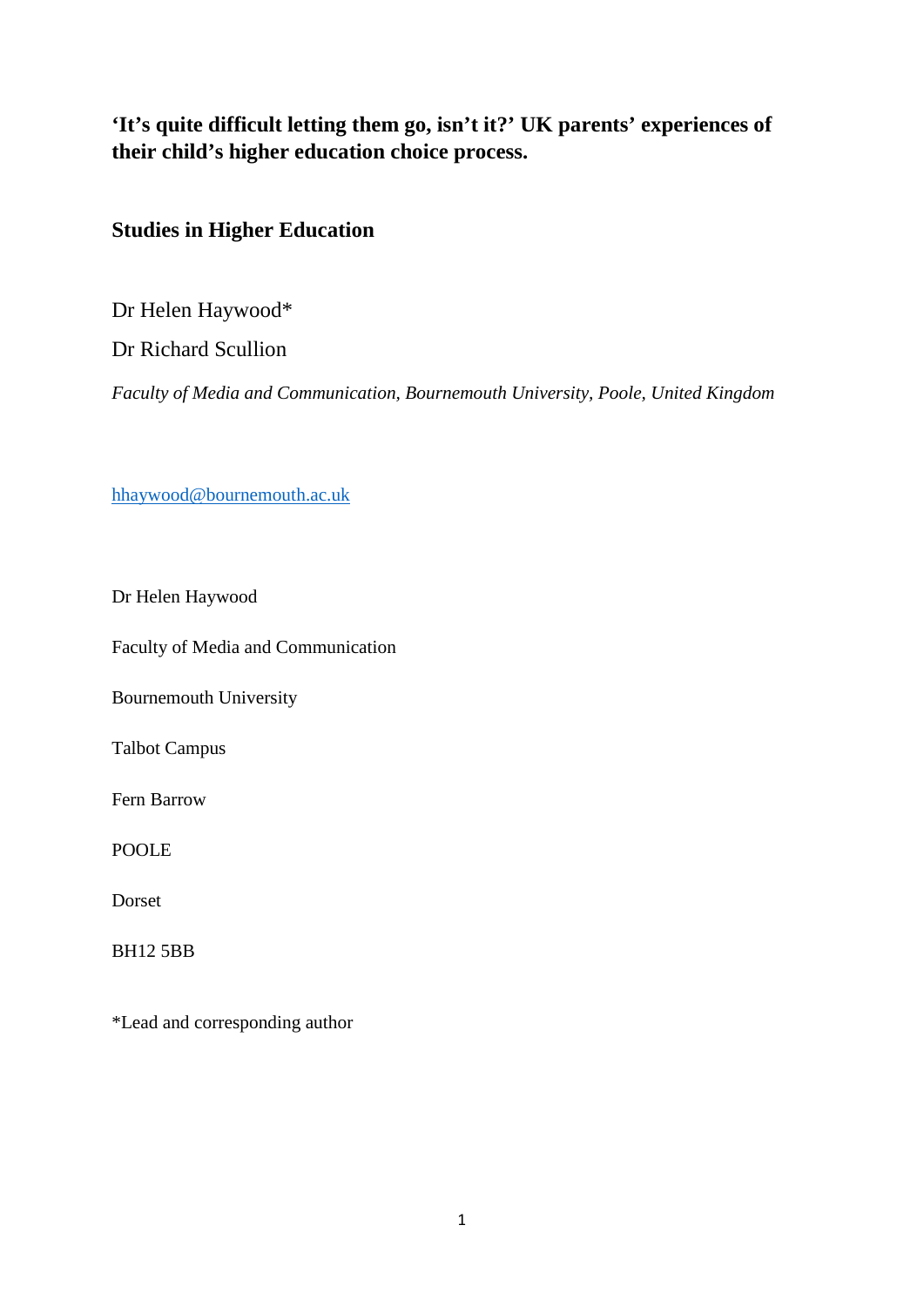# 'It's quite difficult letting them go, isn't it?' UK parents' experiences of their child's higher education choice process.

## Studies in Higher Education

Dr Helen Haywood*

Dr Richard Scullion

*Faculty of Media and Communication, Bournemouth University, Poole, United Kingdom*

hhaywood@bournemouth.ac.uk

Dr Helen Haywood

Faculty of Media and Communication

Bournemouth University

Talbot Campus

Fern Barrow

POOLE

Dorset

BH12 5BB

*Lead and corresponding author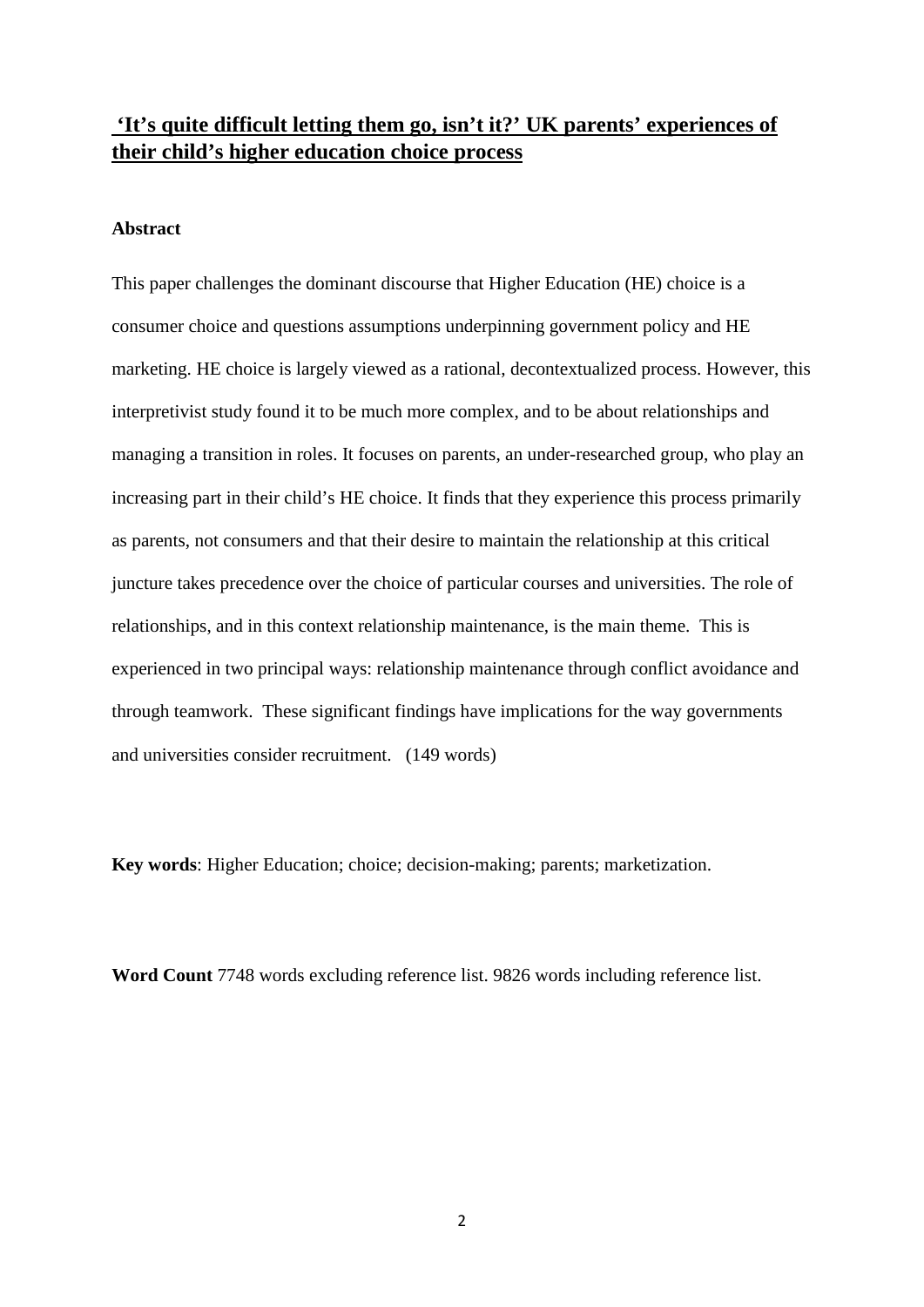# ‘It’s quite difficult letting them go, isn’t it?’ UK parents’ experiences of their child’s higher education choice process

## Abstract

This paper challenges the dominant discourse that Higher Education (HE) choice is a consumer choice and questions assumptions underpinning government policy and HE marketing. HE choice is largely viewed as a rational, decontextualized process. However, this interpretivist study found it to be much more complex, and to be about relationships and managing a transition in roles. It focuses on parents, an under-researched group, who play an increasing part in their child’s HE choice. It finds that they experience this process primarily as parents, not consumers and that their desire to maintain the relationship at this critical juncture takes precedence over the choice of particular courses and universities. The role of relationships, and in this context relationship maintenance, is the main theme. This is experienced in two principal ways: relationship maintenance through conflict avoidance and through teamwork. These significant findings have implications for the way governments and universities consider recruitment. (149 words)

**Key words**: Higher Education; choice; decision-making; parents; marketization.

**Word Count** 7748 words excluding reference list. 9826 words including reference list.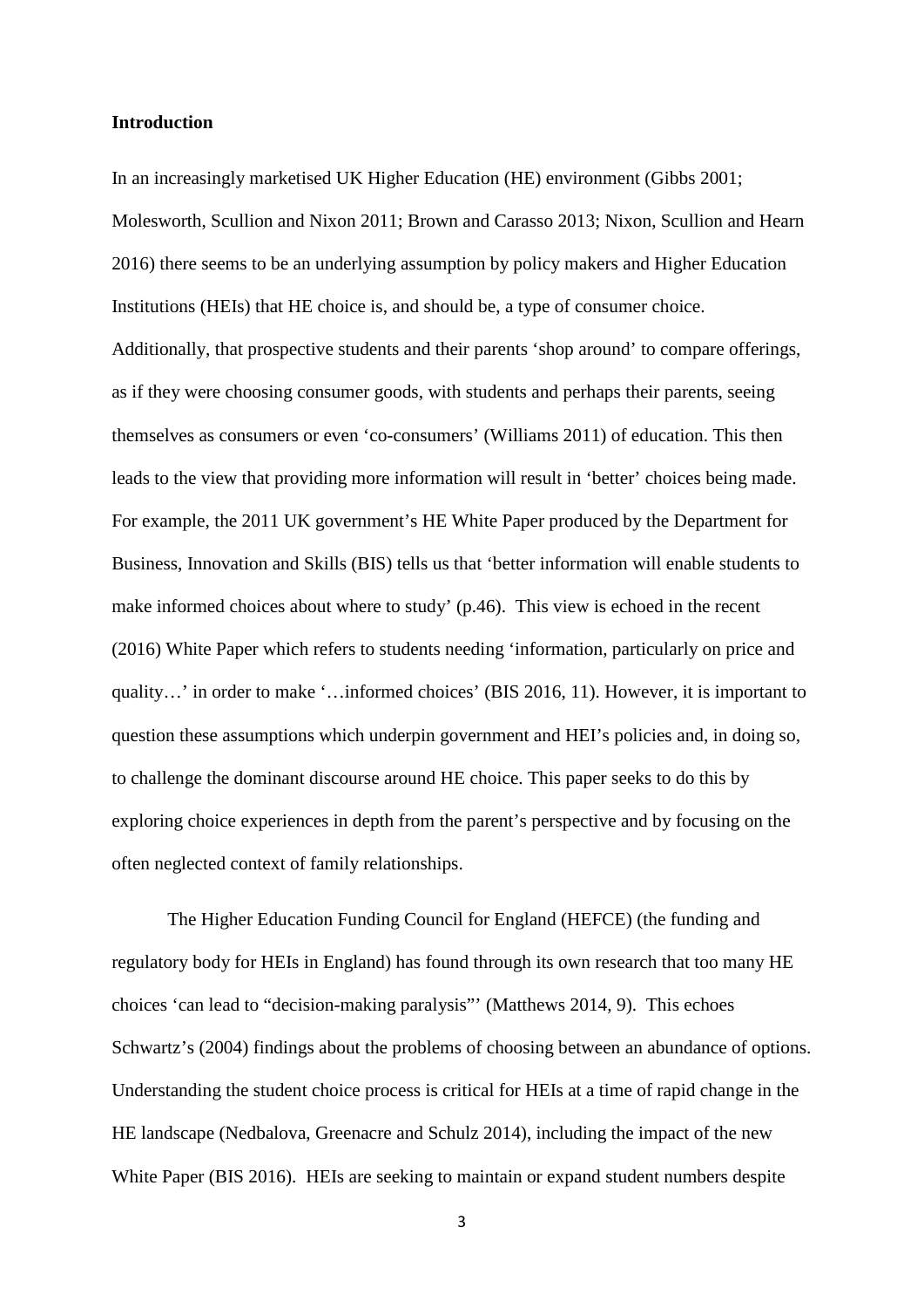## Introduction

In an increasingly marketised UK Higher Education (HE) environment (Gibbs 2001; Molesworth, Scullion and Nixon 2011; Brown and Carasso 2013; Nixon, Scullion and Hearn 2016) there seems to be an underlying assumption by policy makers and Higher Education Institutions (HEIs) that HE choice is, and should be, a type of consumer choice. Additionally, that prospective students and their parents 'shop around' to compare offerings, as if they were choosing consumer goods, with students and perhaps their parents, seeing themselves as consumers or even 'co-consumers' (Williams 2011) of education. This then leads to the view that providing more information will result in 'better' choices being made. For example, the 2011 UK government's HE White Paper produced by the Department for Business, Innovation and Skills (BIS) tells us that 'better information will enable students to make informed choices about where to study' (p.46). This view is echoed in the recent (2016) White Paper which refers to students needing 'information, particularly on price and quality…' in order to make '…informed choices' (BIS 2016, 11). However, it is important to question these assumptions which underpin government and HEI's policies and, in doing so, to challenge the dominant discourse around HE choice. This paper seeks to do this by exploring choice experiences in depth from the parent's perspective and by focusing on the often neglected context of family relationships.

The Higher Education Funding Council for England (HEFCE) (the funding and regulatory body for HEIs in England) has found through its own research that too many HE choices 'can lead to "decision-making paralysis"' (Matthews 2014, 9). This echoes Schwartz's (2004) findings about the problems of choosing between an abundance of options. Understanding the student choice process is critical for HEIs at a time of rapid change in the HE landscape (Nedbalova, Greenacre and Schulz 2014), including the impact of the new White Paper (BIS 2016). HEIs are seeking to maintain or expand student numbers despite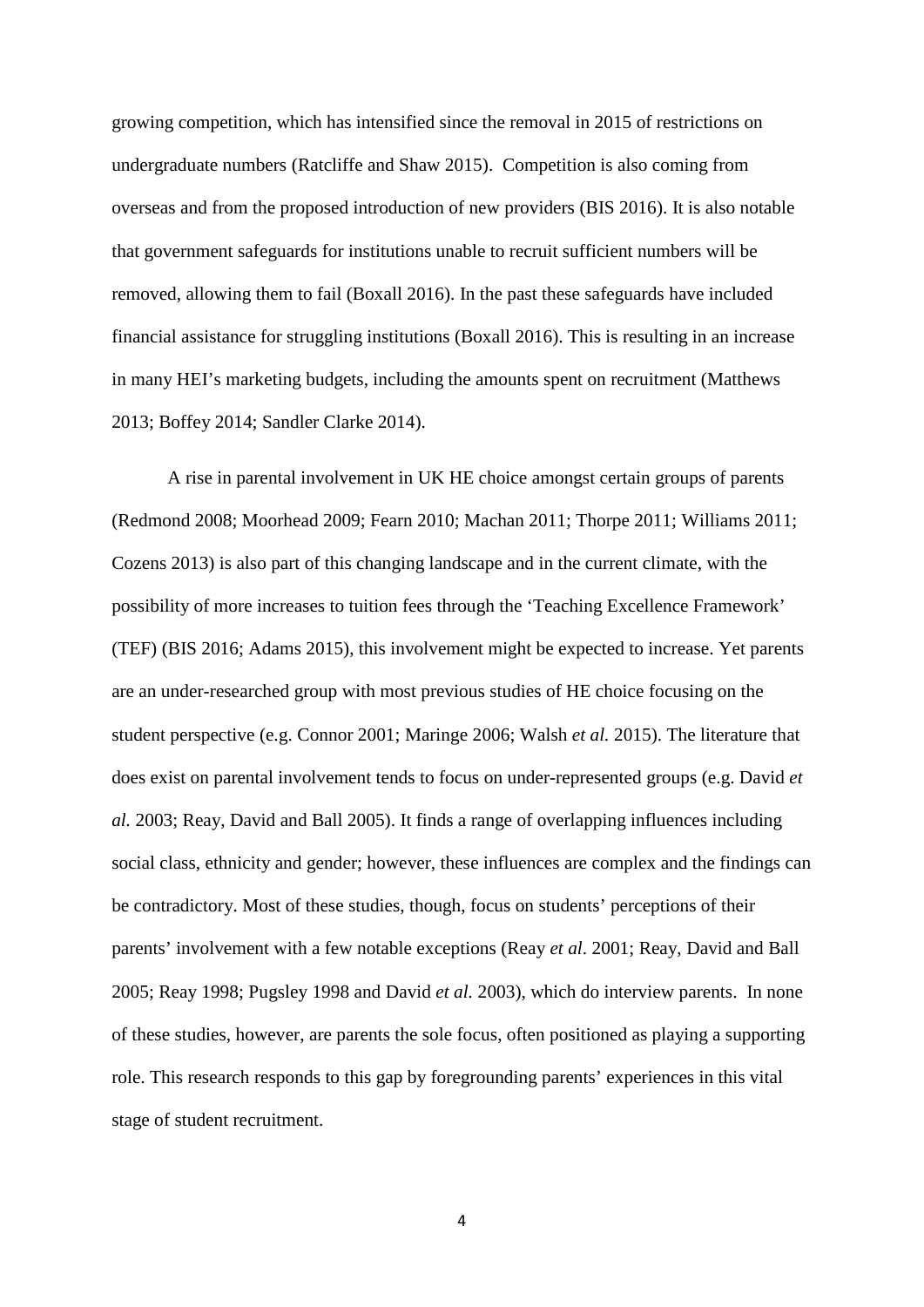growing competition, which has intensified since the removal in 2015 of restrictions on undergraduate numbers (Ratcliffe and Shaw 2015). Competition is also coming from overseas and from the proposed introduction of new providers (BIS 2016). It is also notable that government safeguards for institutions unable to recruit sufficient numbers will be removed, allowing them to fail (Boxall 2016). In the past these safeguards have included financial assistance for struggling institutions (Boxall 2016). This is resulting in an increase in many HEI's marketing budgets, including the amounts spent on recruitment (Matthews 2013; Boffey 2014; Sandler Clarke 2014).

A rise in parental involvement in UK HE choice amongst certain groups of parents (Redmond 2008; Moorhead 2009; Fearn 2010; Machan 2011; Thorpe 2011; Williams 2011; Cozens 2013) is also part of this changing landscape and in the current climate, with the possibility of more increases to tuition fees through the 'Teaching Excellence Framework' (TEF) (BIS 2016; Adams 2015), this involvement might be expected to increase. Yet parents are an under-researched group with most previous studies of HE choice focusing on the student perspective (e.g. Connor 2001; Maringe 2006; Walsh *et al.* 2015). The literature that does exist on parental involvement tends to focus on under-represented groups (e.g. David *et al.* 2003; Reay, David and Ball 2005). It finds a range of overlapping influences including social class, ethnicity and gender; however, these influences are complex and the findings can be contradictory. Most of these studies, though, focus on students' perceptions of their parents' involvement with a few notable exceptions (Reay *et al*. 2001; Reay, David and Ball 2005; Reay 1998; Pugsley 1998 and David *et al.* 2003), which do interview parents. In none of these studies, however, are parents the sole focus, often positioned as playing a supporting role. This research responds to this gap by foregrounding parents' experiences in this vital stage of student recruitment.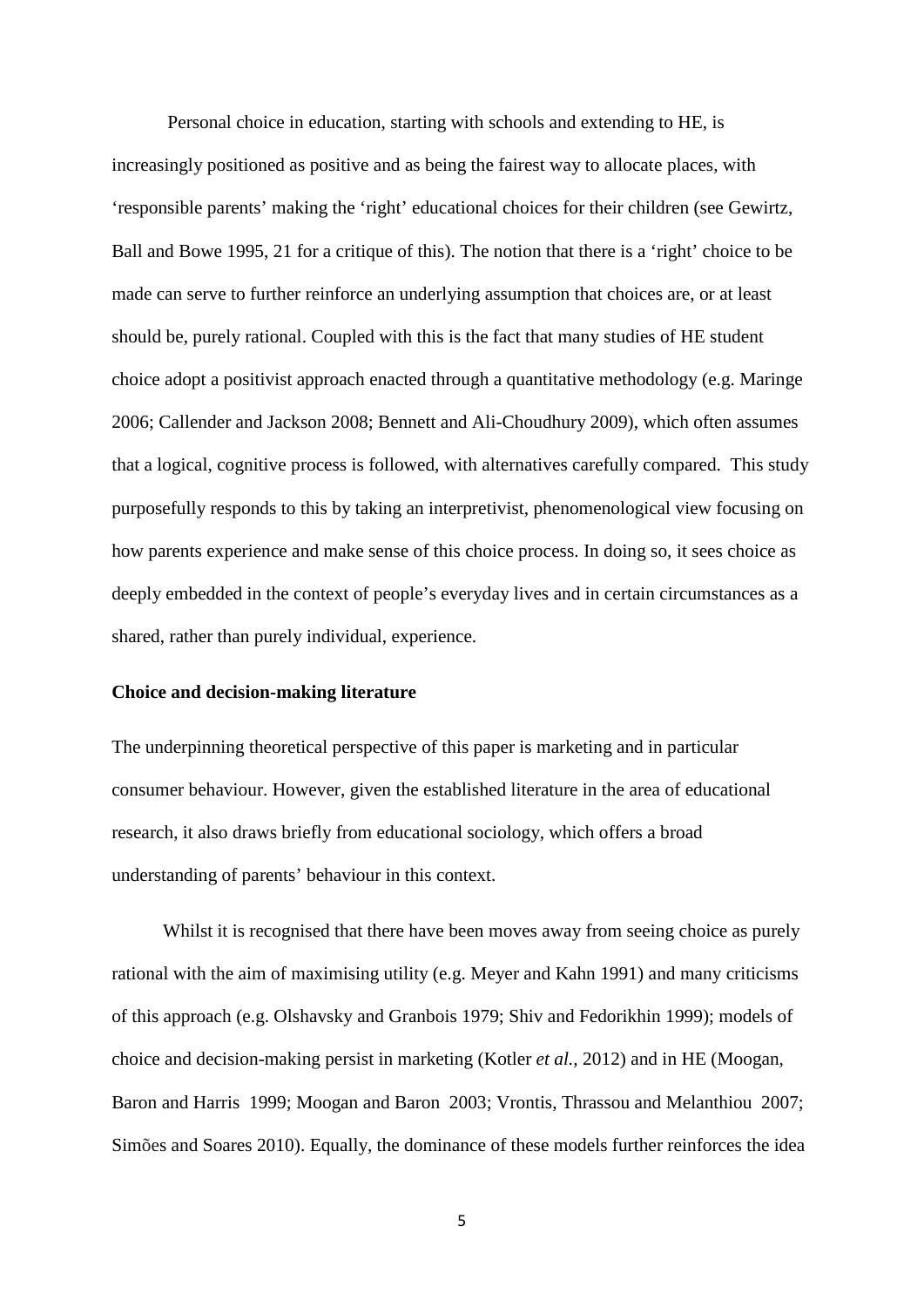Personal choice in education, starting with schools and extending to HE, is increasingly positioned as positive and as being the fairest way to allocate places, with 'responsible parents' making the 'right' educational choices for their children (see Gewirtz, Ball and Bowe 1995, 21 for a critique of this). The notion that there is a 'right' choice to be made can serve to further reinforce an underlying assumption that choices are, or at least should be, purely rational. Coupled with this is the fact that many studies of HE student choice adopt a positivist approach enacted through a quantitative methodology (e.g. Maringe 2006; Callender and Jackson 2008; Bennett and Ali-Choudhury 2009), which often assumes that a logical, cognitive process is followed, with alternatives carefully compared. This study purposefully responds to this by taking an interpretivist, phenomenological view focusing on how parents experience and make sense of this choice process. In doing so, it sees choice as deeply embedded in the context of people's everyday lives and in certain circumstances as a shared, rather than purely individual, experience.

**Choice and decision-making literature**

The underpinning theoretical perspective of this paper is marketing and in particular consumer behaviour. However, given the established literature in the area of educational research, it also draws briefly from educational sociology, which offers a broad understanding of parents' behaviour in this context.

Whilst it is recognised that there have been moves away from seeing choice as purely rational with the aim of maximising utility (e.g. Meyer and Kahn 1991) and many criticisms of this approach (e.g. Olshavsky and Granbois 1979; Shiv and Fedorikhin 1999); models of choice and decision-making persist in marketing (Kotler *et al.,* 2012) and in HE (Moogan, Baron and Harris 1999; Moogan and Baron 2003; Vrontis, Thrassou and Melanthiou 2007; Simões and Soares 2010). Equally, the dominance of these models further reinforces the idea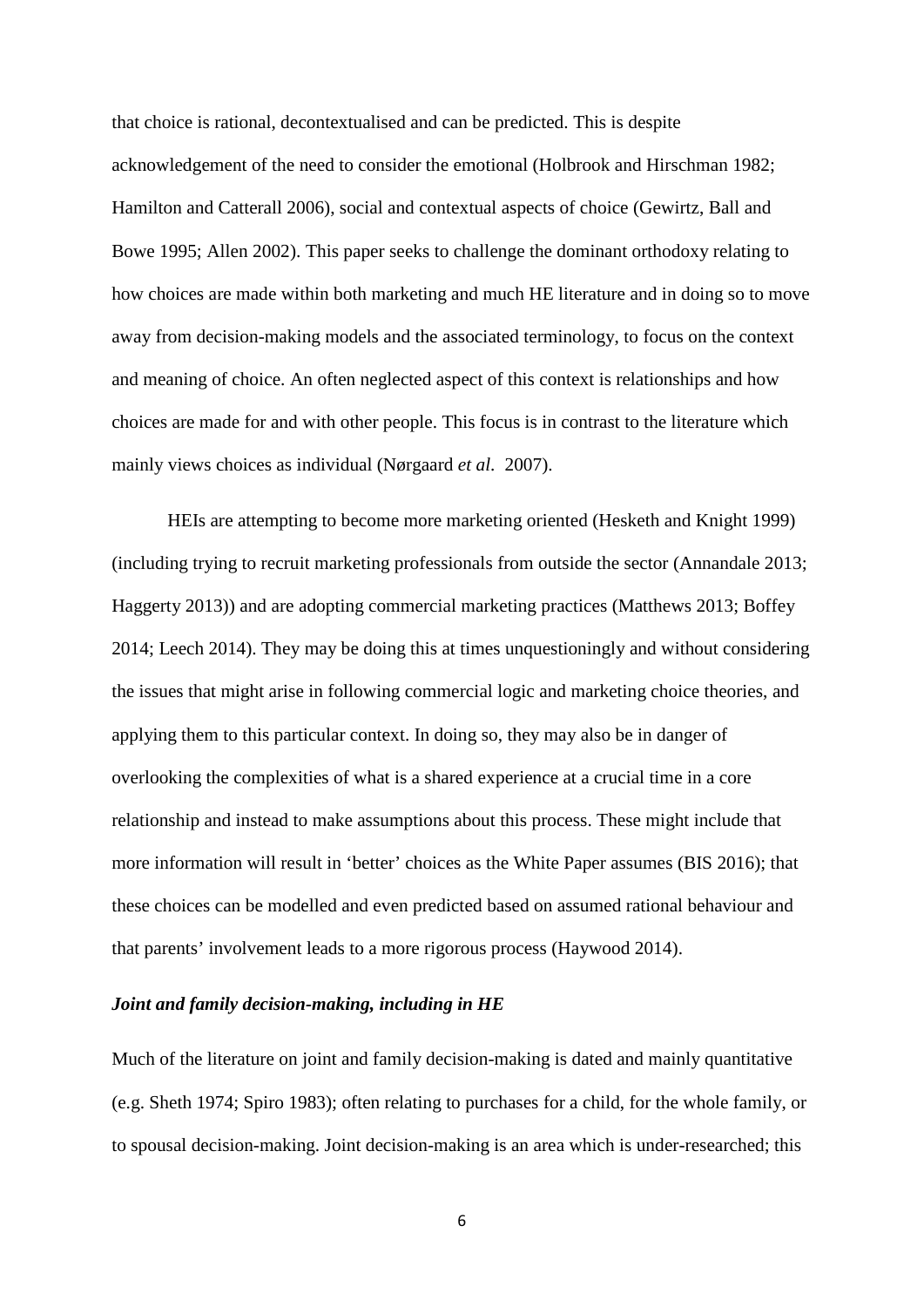that choice is rational, decontextualised and can be predicted. This is despite acknowledgement of the need to consider the emotional (Holbrook and Hirschman 1982; Hamilton and Catterall 2006), social and contextual aspects of choice (Gewirtz, Ball and Bowe 1995; Allen 2002). This paper seeks to challenge the dominant orthodoxy relating to how choices are made within both marketing and much HE literature and in doing so to move away from decision-making models and the associated terminology, to focus on the context and meaning of choice. An often neglected aspect of this context is relationships and how choices are made for and with other people. This focus is in contrast to the literature which mainly views choices as individual (Nørgaard *et al*. 2007).

HEIs are attempting to become more marketing oriented (Hesketh and Knight 1999) (including trying to recruit marketing professionals from outside the sector (Annandale 2013; Haggerty 2013)) and are adopting commercial marketing practices (Matthews 2013; Boffey 2014; Leech 2014). They may be doing this at times unquestioningly and without considering the issues that might arise in following commercial logic and marketing choice theories, and applying them to this particular context. In doing so, they may also be in danger of overlooking the complexities of what is a shared experience at a crucial time in a core relationship and instead to make assumptions about this process. These might include that more information will result in 'better' choices as the White Paper assumes (BIS 2016); that these choices can be modelled and even predicted based on assumed rational behaviour and that parents' involvement leads to a more rigorous process (Haywood 2014).

### *Joint and family decision-making, including in HE*

Much of the literature on joint and family decision-making is dated and mainly quantitative (e.g. Sheth 1974; Spiro 1983); often relating to purchases for a child, for the whole family, or to spousal decision-making. Joint decision-making is an area which is under-researched; this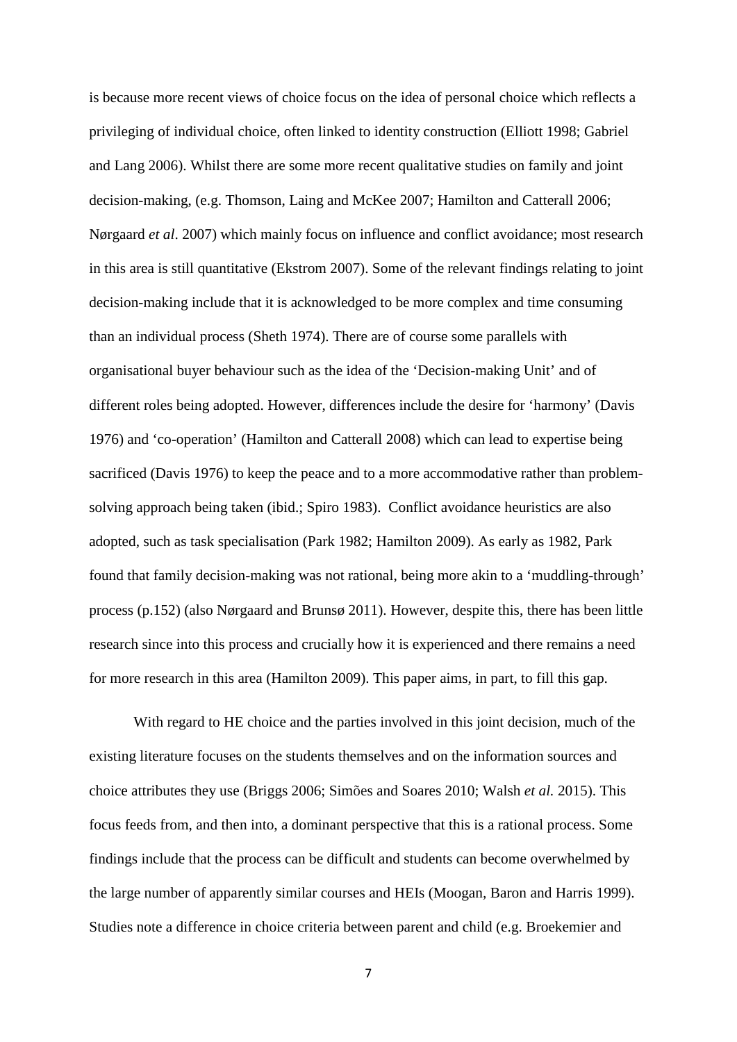is because more recent views of choice focus on the idea of personal choice which reflects a privileging of individual choice, often linked to identity construction (Elliott 1998; Gabriel and Lang 2006). Whilst there are some more recent qualitative studies on family and joint decision-making, (e.g. Thomson, Laing and McKee 2007; Hamilton and Catterall 2006; Nørgaard *et al*. 2007) which mainly focus on influence and conflict avoidance; most research in this area is still quantitative (Ekstrom 2007). Some of the relevant findings relating to joint decision-making include that it is acknowledged to be more complex and time consuming than an individual process (Sheth 1974). There are of course some parallels with organisational buyer behaviour such as the idea of the 'Decision-making Unit' and of different roles being adopted. However, differences include the desire for 'harmony' (Davis 1976) and 'co-operation' (Hamilton and Catterall 2008) which can lead to expertise being sacrificed (Davis 1976) to keep the peace and to a more accommodative rather than problem-solving approach being taken (ibid.; Spiro 1983). Conflict avoidance heuristics are also adopted, such as task specialisation (Park 1982; Hamilton 2009). As early as 1982, Park found that family decision-making was not rational, being more akin to a 'muddling-through' process (p.152) (also Nørgaard and Brunsø 2011). However, despite this, there has been little research since into this process and crucially how it is experienced and there remains a need for more research in this area (Hamilton 2009). This paper aims, in part, to fill this gap.

With regard to HE choice and the parties involved in this joint decision, much of the existing literature focuses on the students themselves and on the information sources and choice attributes they use (Briggs 2006; Simões and Soares 2010; Walsh *et al.* 2015). This focus feeds from, and then into, a dominant perspective that this is a rational process. Some findings include that the process can be difficult and students can become overwhelmed by the large number of apparently similar courses and HEIs (Moogan, Baron and Harris 1999). Studies note a difference in choice criteria between parent and child (e.g. Broekemier and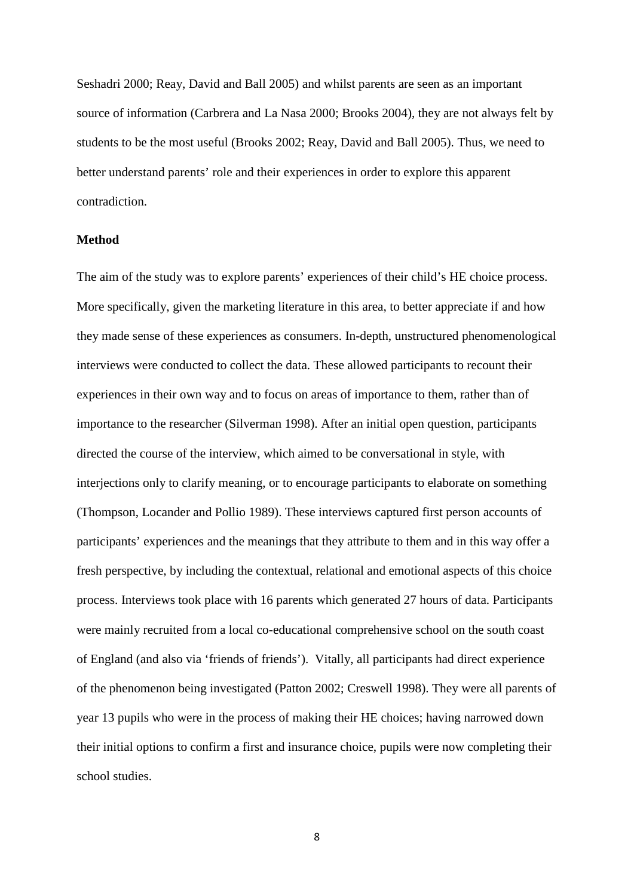Seshadri 2000; Reay, David and Ball 2005) and whilst parents are seen as an important source of information (Carbrera and La Nasa 2000; Brooks 2004), they are not always felt by students to be the most useful (Brooks 2002; Reay, David and Ball 2005). Thus, we need to better understand parents' role and their experiences in order to explore this apparent contradiction.

## Method

The aim of the study was to explore parents' experiences of their child's HE choice process. More specifically, given the marketing literature in this area, to better appreciate if and how they made sense of these experiences as consumers. In-depth, unstructured phenomenological interviews were conducted to collect the data. These allowed participants to recount their experiences in their own way and to focus on areas of importance to them, rather than of importance to the researcher (Silverman 1998). After an initial open question, participants directed the course of the interview, which aimed to be conversational in style, with interjections only to clarify meaning, or to encourage participants to elaborate on something (Thompson, Locander and Pollio 1989). These interviews captured first person accounts of participants' experiences and the meanings that they attribute to them and in this way offer a fresh perspective, by including the contextual, relational and emotional aspects of this choice process. Interviews took place with 16 parents which generated 27 hours of data. Participants were mainly recruited from a local co-educational comprehensive school on the south coast of England (and also via 'friends of friends'). Vitally, all participants had direct experience of the phenomenon being investigated (Patton 2002; Creswell 1998). They were all parents of year 13 pupils who were in the process of making their HE choices; having narrowed down their initial options to confirm a first and insurance choice, pupils were now completing their school studies.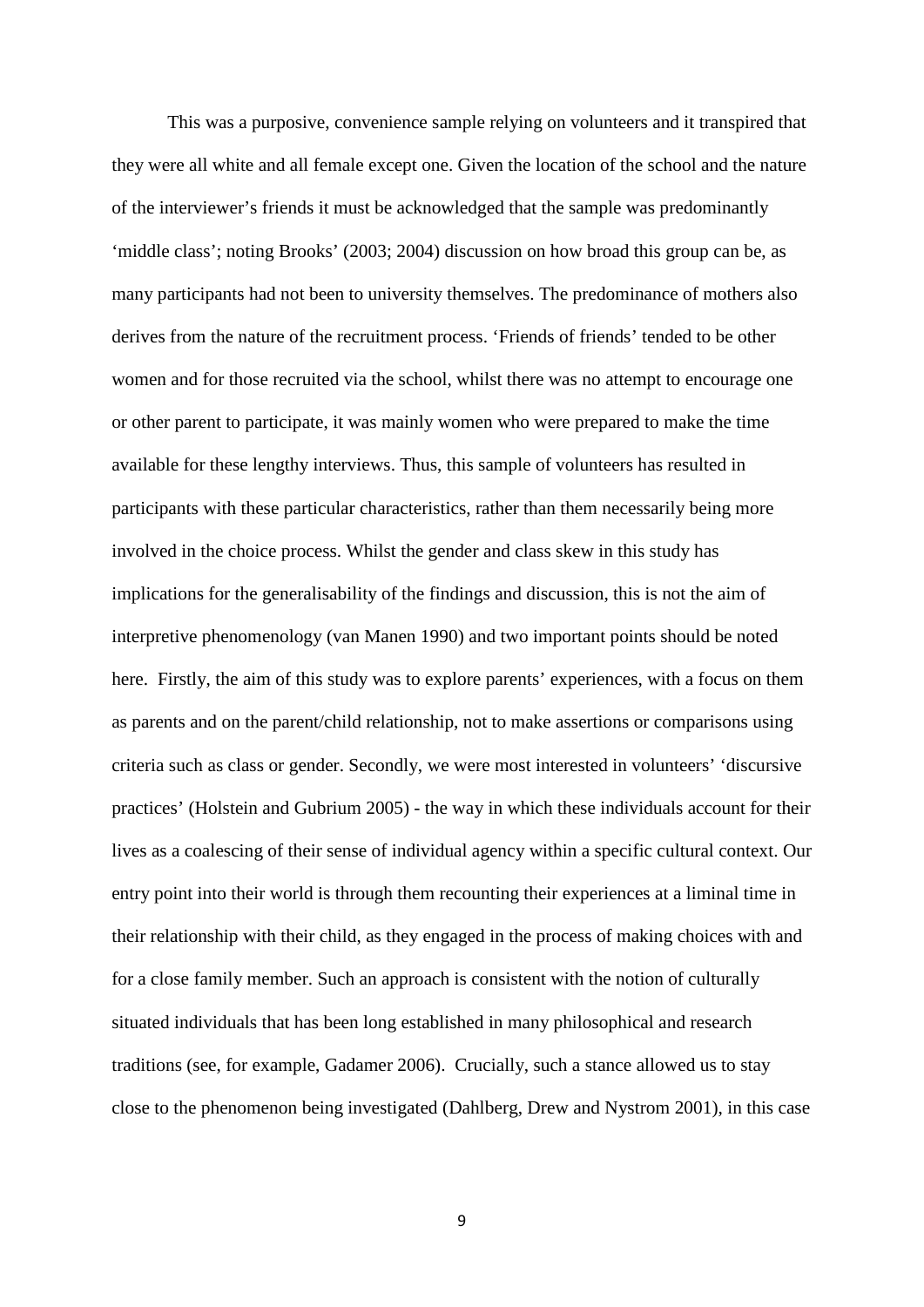This was a purposive, convenience sample relying on volunteers and it transpired that they were all white and all female except one. Given the location of the school and the nature of the interviewer's friends it must be acknowledged that the sample was predominantly 'middle class'; noting Brooks' (2003; 2004) discussion on how broad this group can be, as many participants had not been to university themselves. The predominance of mothers also derives from the nature of the recruitment process. 'Friends of friends' tended to be other women and for those recruited via the school, whilst there was no attempt to encourage one or other parent to participate, it was mainly women who were prepared to make the time available for these lengthy interviews. Thus, this sample of volunteers has resulted in participants with these particular characteristics, rather than them necessarily being more involved in the choice process. Whilst the gender and class skew in this study has implications for the generalisability of the findings and discussion, this is not the aim of interpretive phenomenology (van Manen 1990) and two important points should be noted here. Firstly, the aim of this study was to explore parents' experiences, with a focus on them as parents and on the parent/child relationship, not to make assertions or comparisons using criteria such as class or gender. Secondly, we were most interested in volunteers' 'discursive practices' (Holstein and Gubrium 2005) - the way in which these individuals account for their lives as a coalescing of their sense of individual agency within a specific cultural context. Our entry point into their world is through them recounting their experiences at a liminal time in their relationship with their child, as they engaged in the process of making choices with and for a close family member. Such an approach is consistent with the notion of culturally situated individuals that has been long established in many philosophical and research traditions (see, for example, Gadamer 2006). Crucially, such a stance allowed us to stay close to the phenomenon being investigated (Dahlberg, Drew and Nystrom 2001), in this case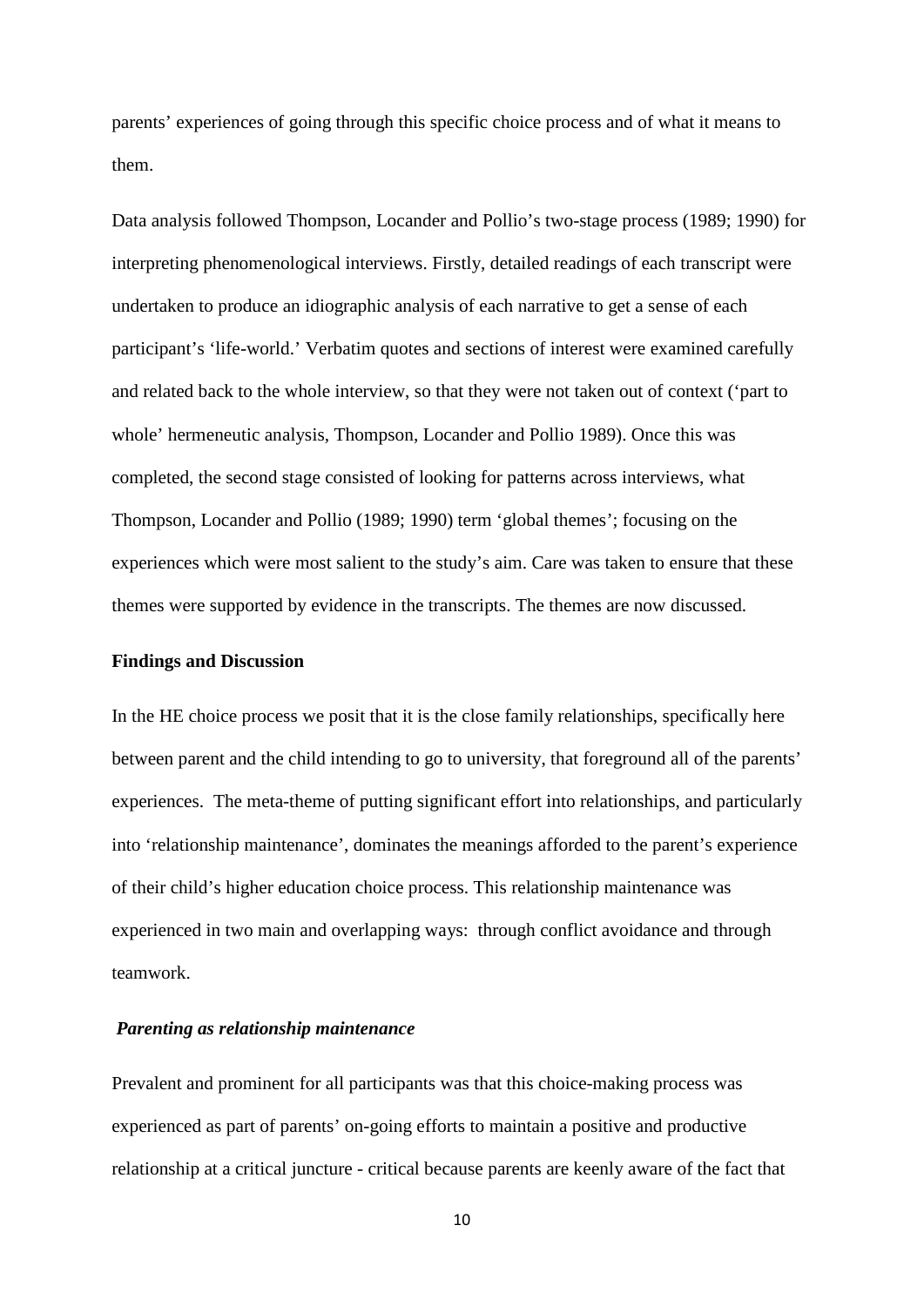parents' experiences of going through this specific choice process and of what it means to them.

Data analysis followed Thompson, Locander and Pollio's two-stage process (1989; 1990) for interpreting phenomenological interviews. Firstly, detailed readings of each transcript were undertaken to produce an idiographic analysis of each narrative to get a sense of each participant's 'life-world.' Verbatim quotes and sections of interest were examined carefully and related back to the whole interview, so that they were not taken out of context ('part to whole' hermeneutic analysis, Thompson, Locander and Pollio 1989). Once this was completed, the second stage consisted of looking for patterns across interviews, what Thompson, Locander and Pollio (1989; 1990) term 'global themes'; focusing on the experiences which were most salient to the study's aim. Care was taken to ensure that these themes were supported by evidence in the transcripts. The themes are now discussed.

## Findings and Discussion

In the HE choice process we posit that it is the close family relationships, specifically here between parent and the child intending to go to university, that foreground all of the parents' experiences. The meta-theme of putting significant effort into relationships, and particularly into 'relationship maintenance', dominates the meanings afforded to the parent's experience of their child's higher education choice process. This relationship maintenance was experienced in two main and overlapping ways: through conflict avoidance and through teamwork.

### *Parenting as relationship maintenance*

Prevalent and prominent for all participants was that this choice-making process was experienced as part of parents' on-going efforts to maintain a positive and productive relationship at a critical juncture - critical because parents are keenly aware of the fact that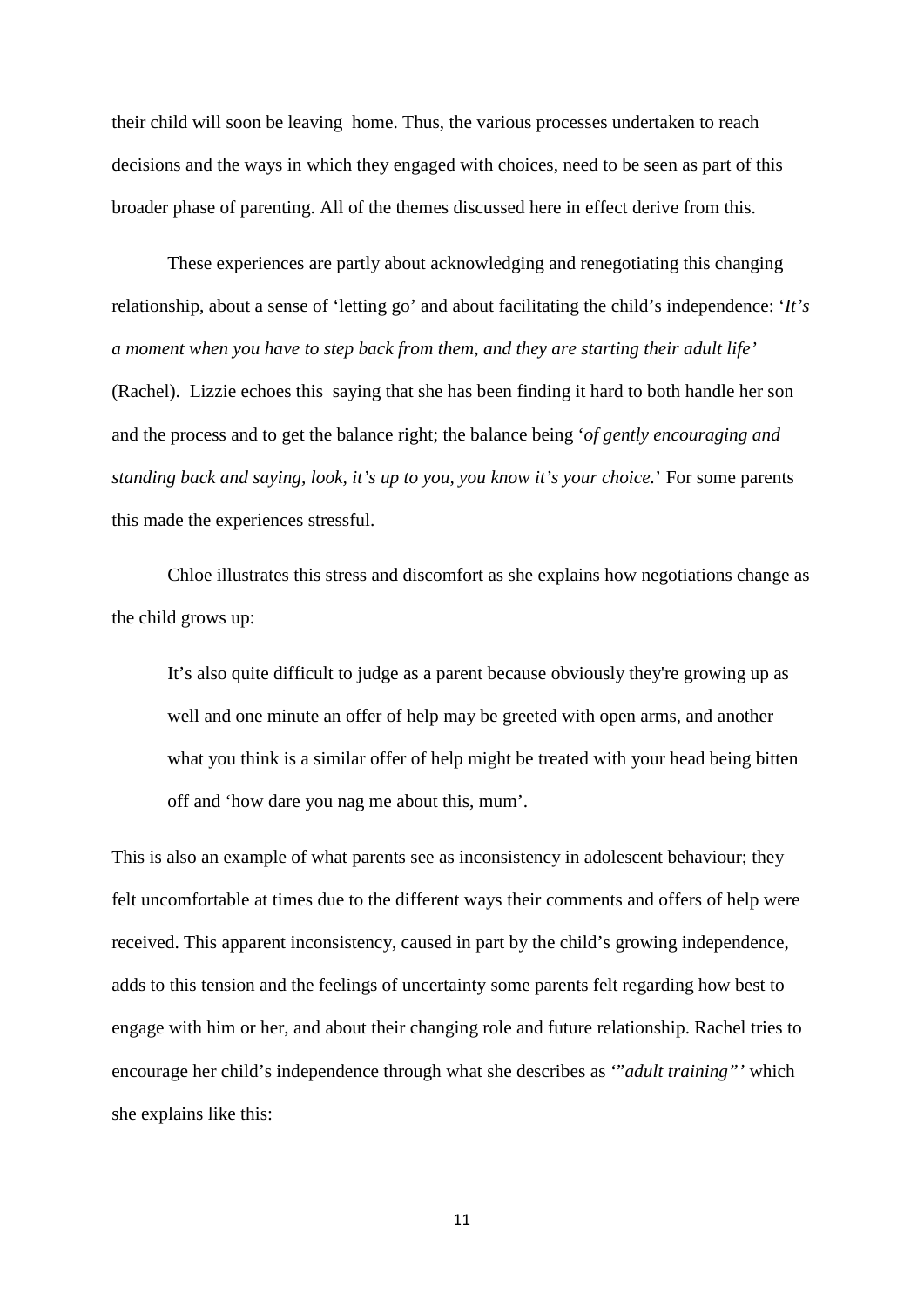their child will soon be leaving home. Thus, the various processes undertaken to reach decisions and the ways in which they engaged with choices, need to be seen as part of this broader phase of parenting. All of the themes discussed here in effect derive from this.

These experiences are partly about acknowledging and renegotiating this changing relationship, about a sense of 'letting go' and about facilitating the child's independence: '*It's a moment when you have to step back from them, and they are starting their adult life'* (Rachel). Lizzie echoes this saying that she has been finding it hard to both handle her son and the process and to get the balance right; the balance being '*of gently encouraging and standing back and saying, look, it's up to you, you know it's your choice.*' For some parents this made the experiences stressful.

Chloe illustrates this stress and discomfort as she explains how negotiations change as the child grows up:

> It's also quite difficult to judge as a parent because obviously they're growing up as well and one minute an offer of help may be greeted with open arms, and another what you think is a similar offer of help might be treated with your head being bitten off and 'how dare you nag me about this, mum'.

This is also an example of what parents see as inconsistency in adolescent behaviour; they felt uncomfortable at times due to the different ways their comments and offers of help were received. This apparent inconsistency, caused in part by the child's growing independence, adds to this tension and the feelings of uncertainty some parents felt regarding how best to engage with him or her, and about their changing role and future relationship. Rachel tries to encourage her child's independence through what she describes as '"*adult training"'* which she explains like this: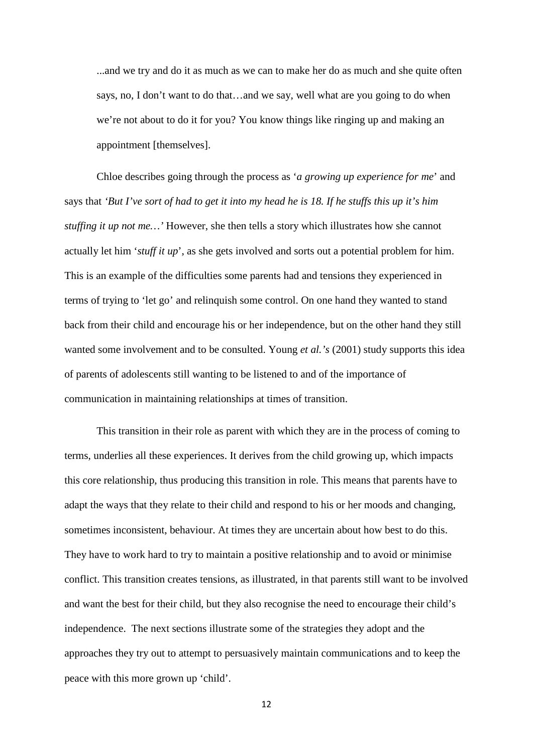...and we try and do it as much as we can to make her do as much and she quite often says, no, I don't want to do that…and we say, well what are you going to do when we're not about to do it for you? You know things like ringing up and making an appointment [themselves].

Chloe describes going through the process as '*a growing up experience for me*' and says that *'But I've sort of had to get it into my head he is 18. If he stuffs this up it's him stuffing it up not me…'* However, she then tells a story which illustrates how she cannot actually let him '*stuff it up*', as she gets involved and sorts out a potential problem for him. This is an example of the difficulties some parents had and tensions they experienced in terms of trying to 'let go' and relinquish some control. On one hand they wanted to stand back from their child and encourage his or her independence, but on the other hand they still wanted some involvement and to be consulted. Young *et al.'s* (2001) study supports this idea of parents of adolescents still wanting to be listened to and of the importance of communication in maintaining relationships at times of transition.

This transition in their role as parent with which they are in the process of coming to terms, underlies all these experiences. It derives from the child growing up, which impacts this core relationship, thus producing this transition in role. This means that parents have to adapt the ways that they relate to their child and respond to his or her moods and changing, sometimes inconsistent, behaviour. At times they are uncertain about how best to do this. They have to work hard to try to maintain a positive relationship and to avoid or minimise conflict. This transition creates tensions, as illustrated, in that parents still want to be involved and want the best for their child, but they also recognise the need to encourage their child's independence. The next sections illustrate some of the strategies they adopt and the approaches they try out to attempt to persuasively maintain communications and to keep the peace with this more grown up 'child'.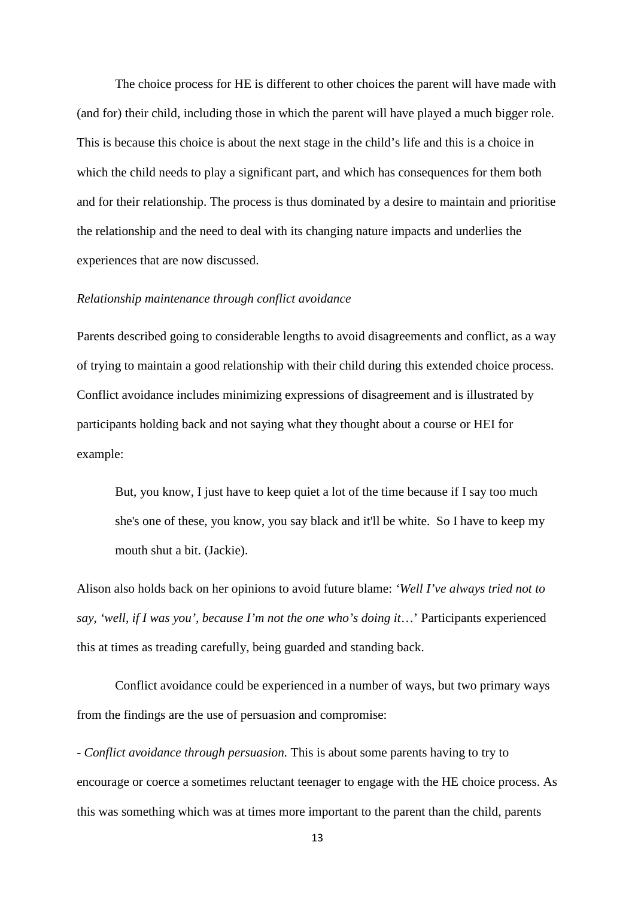The choice process for HE is different to other choices the parent will have made with (and for) their child, including those in which the parent will have played a much bigger role. This is because this choice is about the next stage in the child's life and this is a choice in which the child needs to play a significant part, and which has consequences for them both and for their relationship. The process is thus dominated by a desire to maintain and prioritise the relationship and the need to deal with its changing nature impacts and underlies the experiences that are now discussed.

*Relationship maintenance through conflict avoidance*

Parents described going to considerable lengths to avoid disagreements and conflict, as a way of trying to maintain a good relationship with their child during this extended choice process. Conflict avoidance includes minimizing expressions of disagreement and is illustrated by participants holding back and not saying what they thought about a course or HEI for example:

> But, you know, I just have to keep quiet a lot of the time because if I say too much she's one of these, you know, you say black and it'll be white. So I have to keep my mouth shut a bit. (Jackie).

Alison also holds back on her opinions to avoid future blame: '*Well I've always tried not to say, 'well, if I was you', because I'm not the one who's doing it*…' Participants experienced this at times as treading carefully, being guarded and standing back.

Conflict avoidance could be experienced in a number of ways, but two primary ways from the findings are the use of persuasion and compromise:

- *Conflict avoidance through persuasion.* This is about some parents having to try to encourage or coerce a sometimes reluctant teenager to engage with the HE choice process. As this was something which was at times more important to the parent than the child, parents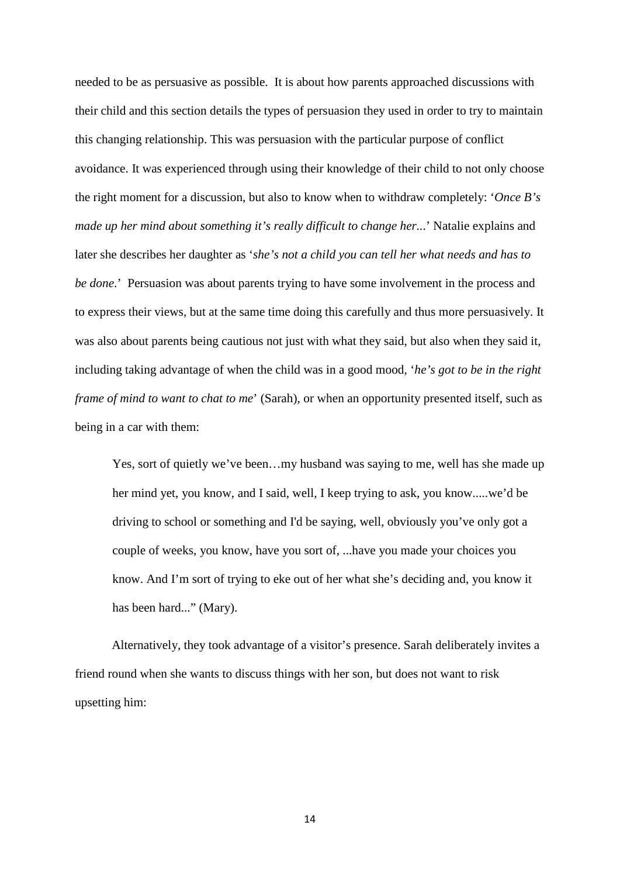needed to be as persuasive as possible. It is about how parents approached discussions with their child and this section details the types of persuasion they used in order to try to maintain this changing relationship. This was persuasion with the particular purpose of conflict avoidance. It was experienced through using their knowledge of their child to not only choose the right moment for a discussion, but also to know when to withdraw completely: '*Once B's made up her mind about something it's really difficult to change her...*' Natalie explains and later she describes her daughter as '*she's not a child you can tell her what needs and has to be done*.' Persuasion was about parents trying to have some involvement in the process and to express their views, but at the same time doing this carefully and thus more persuasively. It was also about parents being cautious not just with what they said, but also when they said it, including taking advantage of when the child was in a good mood, '*he's got to be in the right frame of mind to want to chat to me*' (Sarah), or when an opportunity presented itself, such as being in a car with them:

> Yes, sort of quietly we've been…my husband was saying to me, well has she made up her mind yet, you know, and I said, well, I keep trying to ask, you know.....we'd be driving to school or something and I'd be saying, well, obviously you've only got a couple of weeks, you know, have you sort of, ...have you made your choices you know. And I'm sort of trying to eke out of her what she's deciding and, you know it has been hard..." (Mary).

Alternatively, they took advantage of a visitor's presence. Sarah deliberately invites a friend round when she wants to discuss things with her son, but does not want to risk upsetting him: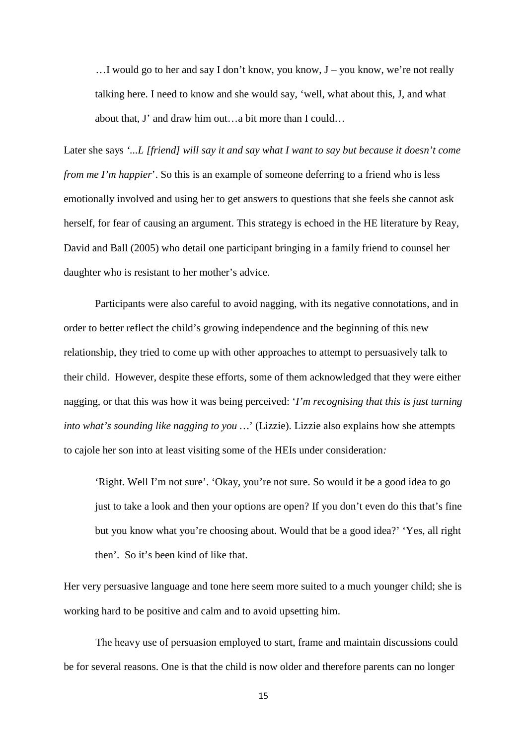> …I would go to her and say I don't know, you know, J – you know, we're not really talking here. I need to know and she would say, 'well, what about this, J, and what about that, J' and draw him out…a bit more than I could…

Later she says *'...L [friend] will say it and say what I want to say but because it doesn't come from me I'm happier*'. So this is an example of someone deferring to a friend who is less emotionally involved and using her to get answers to questions that she feels she cannot ask herself, for fear of causing an argument. This strategy is echoed in the HE literature by Reay, David and Ball (2005) who detail one participant bringing in a family friend to counsel her daughter who is resistant to her mother's advice.

Participants were also careful to avoid nagging, with its negative connotations, and in order to better reflect the child's growing independence and the beginning of this new relationship, they tried to come up with other approaches to attempt to persuasively talk to their child. However, despite these efforts, some of them acknowledged that they were either nagging, or that this was how it was being perceived: '*I'm recognising that this is just turning into what's sounding like nagging to you …*' (Lizzie). Lizzie also explains how she attempts to cajole her son into at least visiting some of the HEIs under consideration*:*

> 'Right. Well I'm not sure'. 'Okay, you're not sure. So would it be a good idea to go just to take a look and then your options are open? If you don't even do this that's fine but you know what you're choosing about. Would that be a good idea?' 'Yes, all right then'. So it's been kind of like that.

Her very persuasive language and tone here seem more suited to a much younger child; she is working hard to be positive and calm and to avoid upsetting him.

The heavy use of persuasion employed to start, frame and maintain discussions could be for several reasons. One is that the child is now older and therefore parents can no longer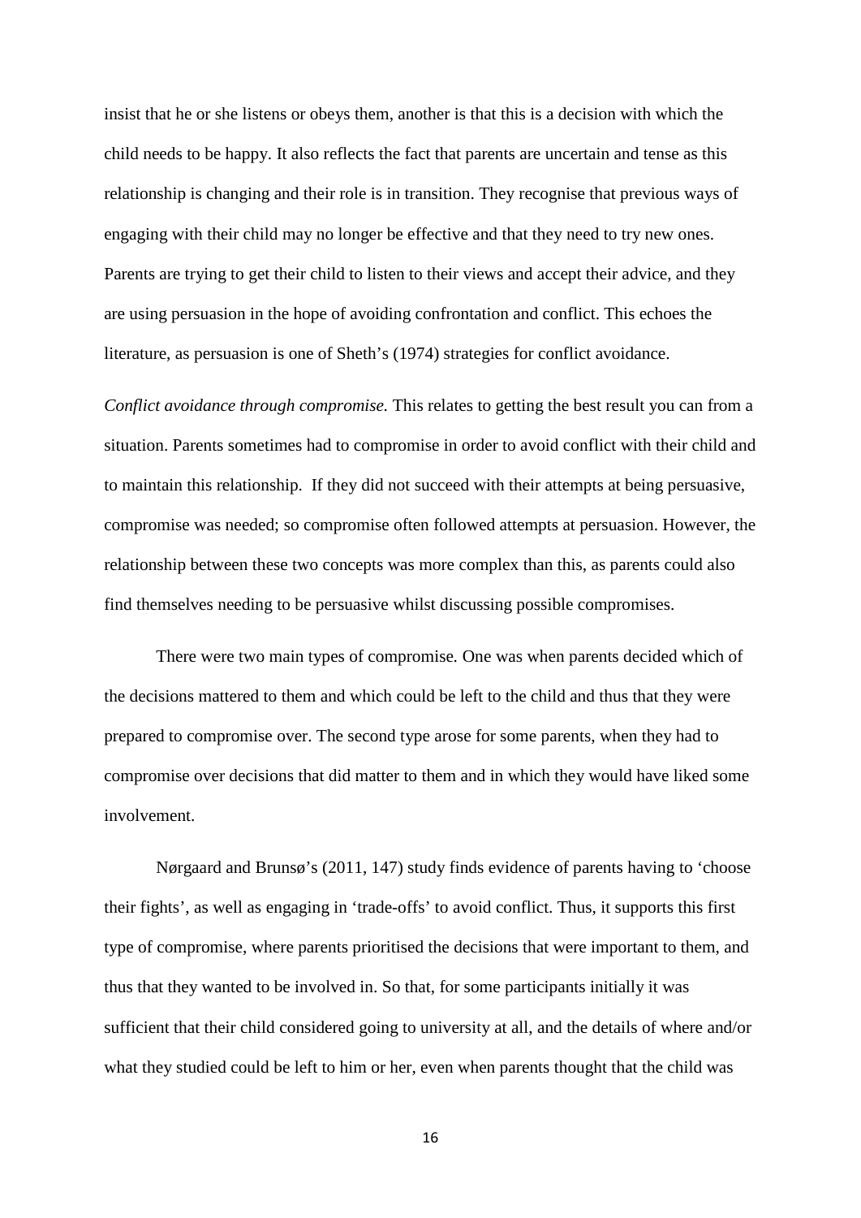insist that he or she listens or obeys them, another is that this is a decision with which the child needs to be happy. It also reflects the fact that parents are uncertain and tense as this relationship is changing and their role is in transition. They recognise that previous ways of engaging with their child may no longer be effective and that they need to try new ones. Parents are trying to get their child to listen to their views and accept their advice, and they are using persuasion in the hope of avoiding confrontation and conflict. This echoes the literature, as persuasion is one of Sheth's (1974) strategies for conflict avoidance.

*Conflict avoidance through compromise.* This relates to getting the best result you can from a situation. Parents sometimes had to compromise in order to avoid conflict with their child and to maintain this relationship. If they did not succeed with their attempts at being persuasive, compromise was needed; so compromise often followed attempts at persuasion. However, the relationship between these two concepts was more complex than this, as parents could also find themselves needing to be persuasive whilst discussing possible compromises.

There were two main types of compromise. One was when parents decided which of the decisions mattered to them and which could be left to the child and thus that they were prepared to compromise over. The second type arose for some parents, when they had to compromise over decisions that did matter to them and in which they would have liked some involvement.

Nørgaard and Brunsø's (2011, 147) study finds evidence of parents having to 'choose their fights', as well as engaging in 'trade-offs' to avoid conflict. Thus, it supports this first type of compromise, where parents prioritised the decisions that were important to them, and thus that they wanted to be involved in. So that, for some participants initially it was sufficient that their child considered going to university at all, and the details of where and/or what they studied could be left to him or her, even when parents thought that the child was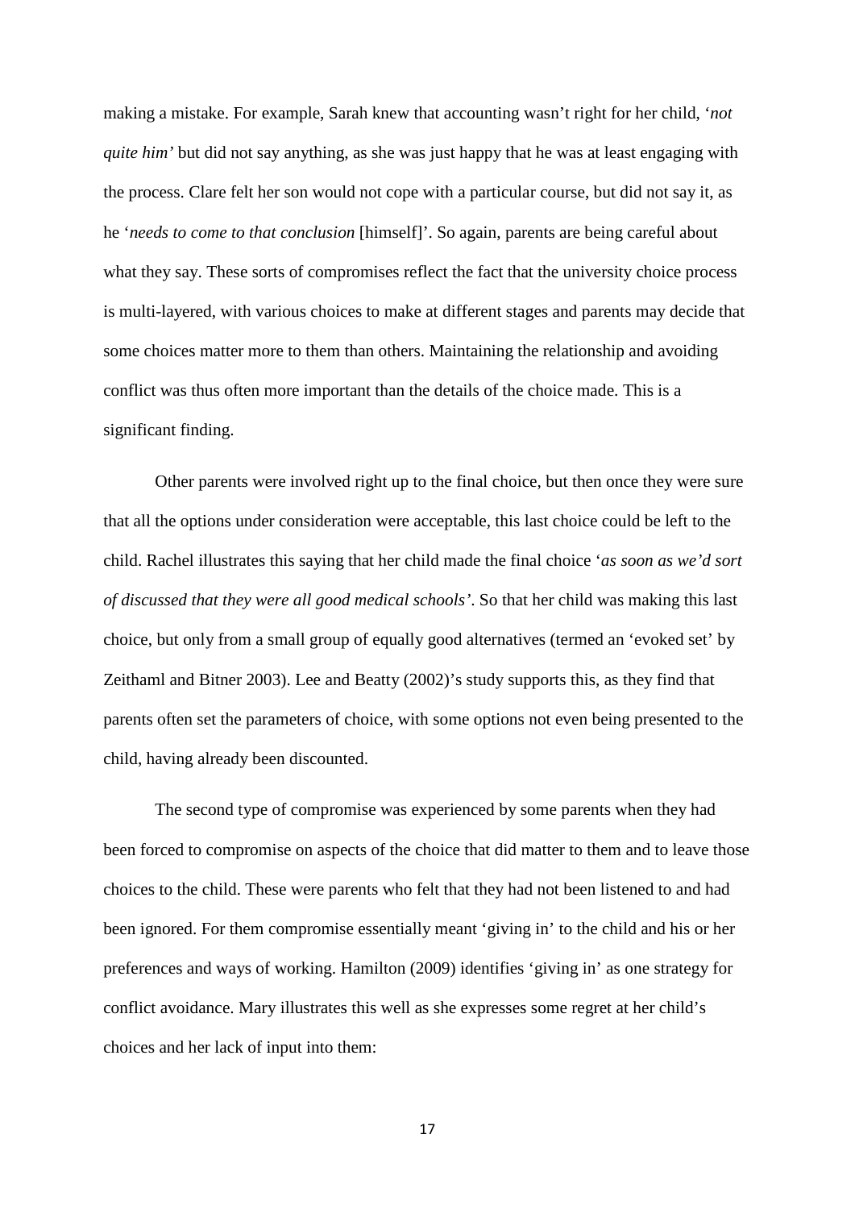making a mistake. For example, Sarah knew that accounting wasn't right for her child, '*not quite him'* but did not say anything, as she was just happy that he was at least engaging with the process. Clare felt her son would not cope with a particular course, but did not say it, as he '*needs to come to that conclusion* [himself]'. So again, parents are being careful about what they say. These sorts of compromises reflect the fact that the university choice process is multi-layered, with various choices to make at different stages and parents may decide that some choices matter more to them than others. Maintaining the relationship and avoiding conflict was thus often more important than the details of the choice made. This is a significant finding.

Other parents were involved right up to the final choice, but then once they were sure that all the options under consideration were acceptable, this last choice could be left to the child. Rachel illustrates this saying that her child made the final choice '*as soon as we'd sort of discussed that they were all good medical schools'*. So that her child was making this last choice, but only from a small group of equally good alternatives (termed an 'evoked set' by Zeithaml and Bitner 2003). Lee and Beatty (2002)'s study supports this, as they find that parents often set the parameters of choice, with some options not even being presented to the child, having already been discounted.

The second type of compromise was experienced by some parents when they had been forced to compromise on aspects of the choice that did matter to them and to leave those choices to the child. These were parents who felt that they had not been listened to and had been ignored. For them compromise essentially meant 'giving in' to the child and his or her preferences and ways of working. Hamilton (2009) identifies 'giving in' as one strategy for conflict avoidance. Mary illustrates this well as she expresses some regret at her child's choices and her lack of input into them: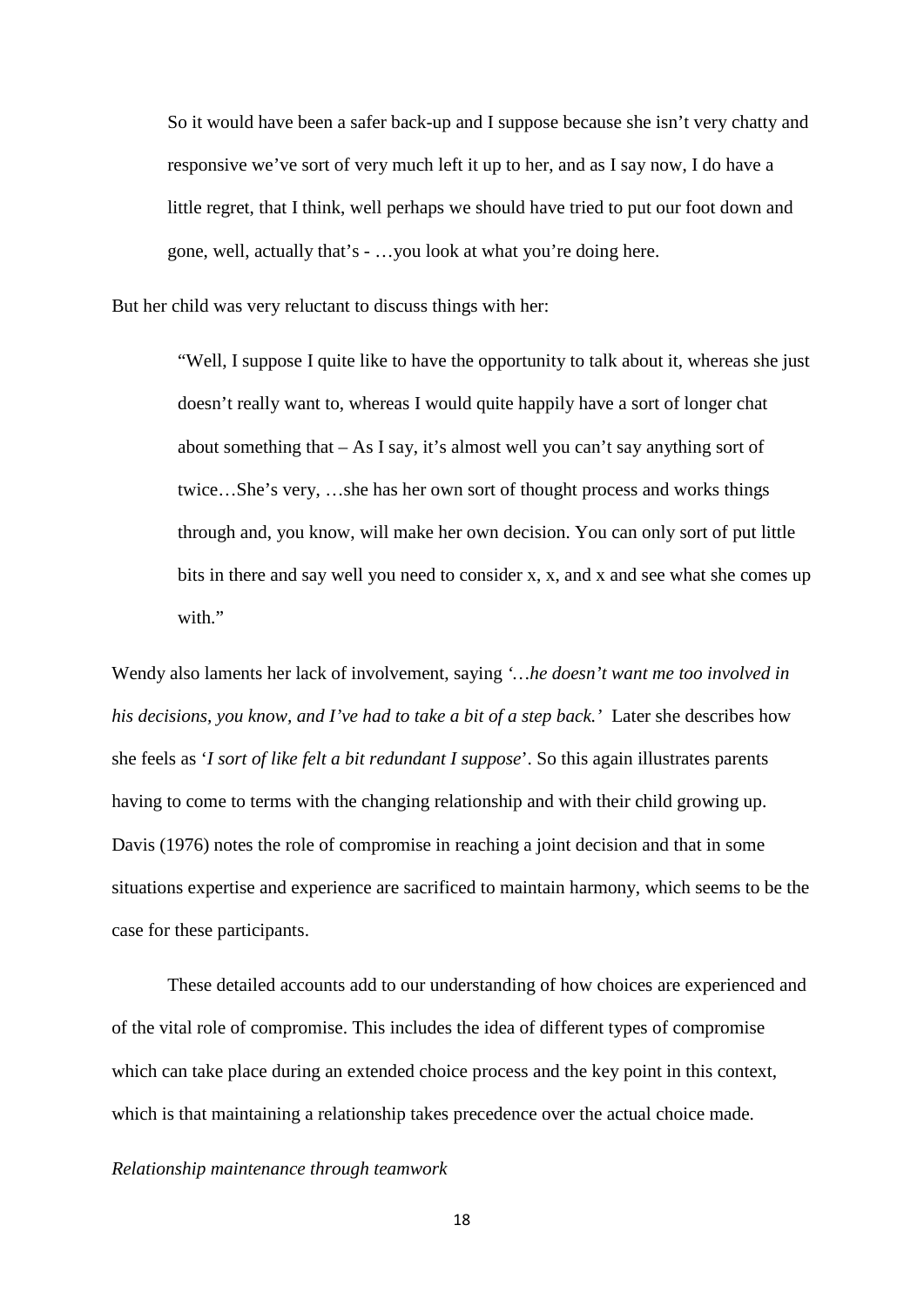> So it would have been a safer back-up and I suppose because she isn't very chatty and responsive we've sort of very much left it up to her, and as I say now, I do have a little regret, that I think, well perhaps we should have tried to put our foot down and gone, well, actually that's - …you look at what you're doing here.

But her child was very reluctant to discuss things with her:

> "Well, I suppose I quite like to have the opportunity to talk about it, whereas she just doesn't really want to, whereas I would quite happily have a sort of longer chat about something that – As I say, it's almost well you can't say anything sort of twice…She's very, …she has her own sort of thought process and works things through and, you know, will make her own decision. You can only sort of put little bits in there and say well you need to consider x, x, and x and see what she comes up with."

Wendy also laments her lack of involvement, saying *'…he doesn't want me too involved in his decisions, you know, and I've had to take a bit of a step back.'* Later she describes how she feels as '*I sort of like felt a bit redundant I suppose*'. So this again illustrates parents having to come to terms with the changing relationship and with their child growing up. Davis (1976) notes the role of compromise in reaching a joint decision and that in some situations expertise and experience are sacrificed to maintain harmony, which seems to be the case for these participants.

These detailed accounts add to our understanding of how choices are experienced and of the vital role of compromise. This includes the idea of different types of compromise which can take place during an extended choice process and the key point in this context, which is that maintaining a relationship takes precedence over the actual choice made.

*Relationship maintenance through teamwork*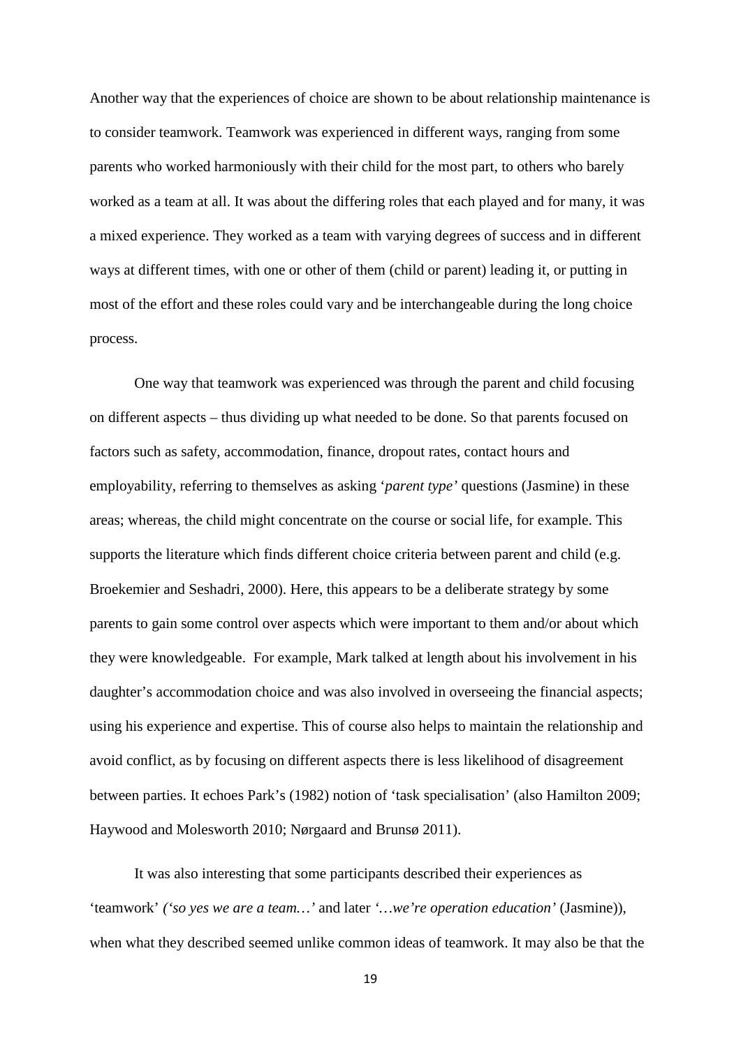Another way that the experiences of choice are shown to be about relationship maintenance is to consider teamwork. Teamwork was experienced in different ways, ranging from some parents who worked harmoniously with their child for the most part, to others who barely worked as a team at all. It was about the differing roles that each played and for many, it was a mixed experience. They worked as a team with varying degrees of success and in different ways at different times, with one or other of them (child or parent) leading it, or putting in most of the effort and these roles could vary and be interchangeable during the long choice process.

One way that teamwork was experienced was through the parent and child focusing on different aspects – thus dividing up what needed to be done. So that parents focused on factors such as safety, accommodation, finance, dropout rates, contact hours and employability, referring to themselves as asking '*parent type'* questions (Jasmine) in these areas; whereas, the child might concentrate on the course or social life, for example. This supports the literature which finds different choice criteria between parent and child (e.g. Broekemier and Seshadri, 2000). Here, this appears to be a deliberate strategy by some parents to gain some control over aspects which were important to them and/or about which they were knowledgeable. For example, Mark talked at length about his involvement in his daughter's accommodation choice and was also involved in overseeing the financial aspects; using his experience and expertise. This of course also helps to maintain the relationship and avoid conflict, as by focusing on different aspects there is less likelihood of disagreement between parties. It echoes Park's (1982) notion of 'task specialisation' (also Hamilton 2009; Haywood and Molesworth 2010; Nørgaard and Brunsø 2011).

It was also interesting that some participants described their experiences as 'teamwork' *('so yes we are a team…'* and later *'…we're operation education'* (Jasmine)), when what they described seemed unlike common ideas of teamwork. It may also be that the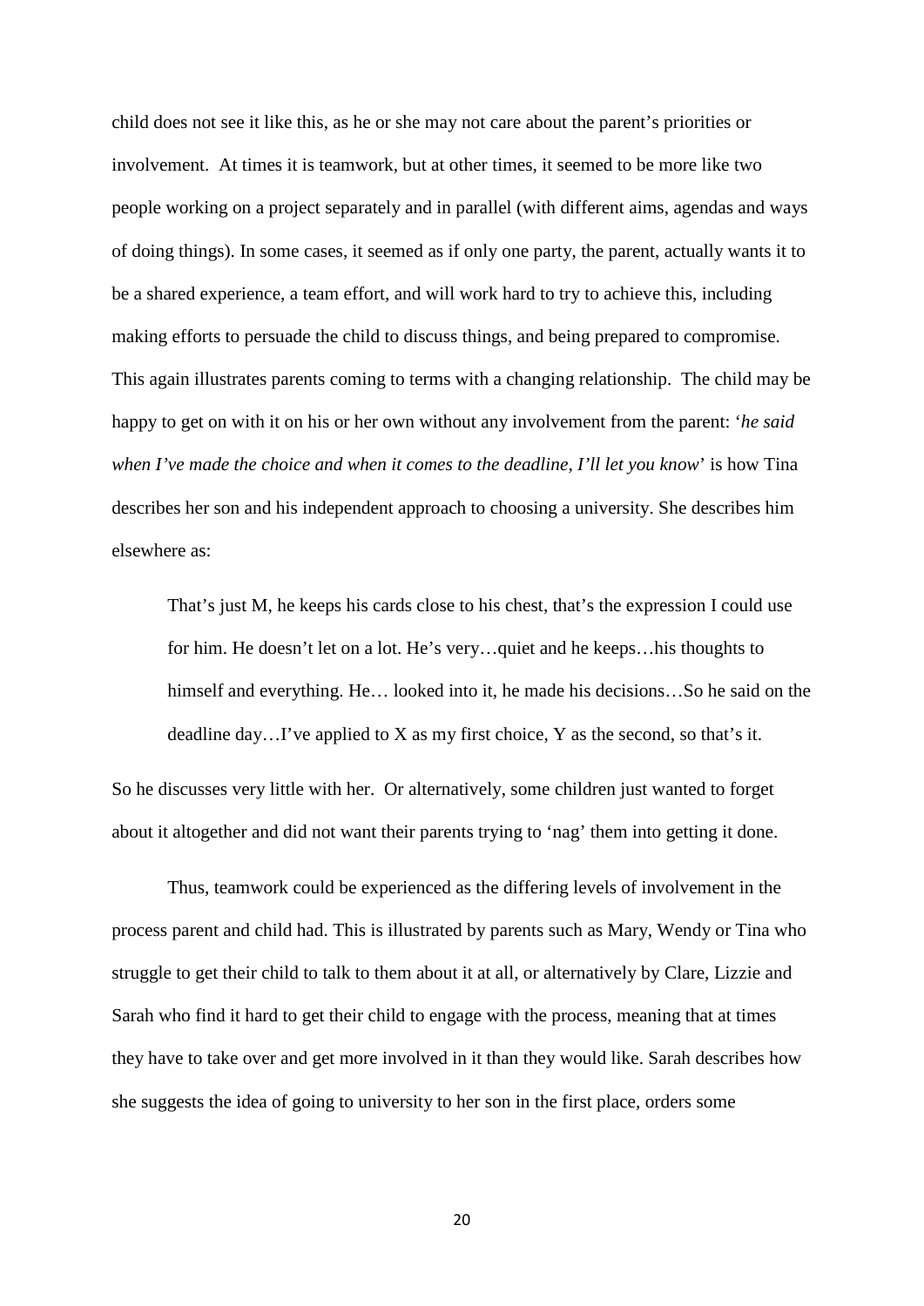child does not see it like this, as he or she may not care about the parent's priorities or involvement. At times it is teamwork, but at other times, it seemed to be more like two people working on a project separately and in parallel (with different aims, agendas and ways of doing things). In some cases, it seemed as if only one party, the parent, actually wants it to be a shared experience, a team effort, and will work hard to try to achieve this, including making efforts to persuade the child to discuss things, and being prepared to compromise. This again illustrates parents coming to terms with a changing relationship. The child may be happy to get on with it on his or her own without any involvement from the parent: '*he said when I've made the choice and when it comes to the deadline, I'll let you know*' is how Tina describes her son and his independent approach to choosing a university. She describes him elsewhere as:

> That's just M, he keeps his cards close to his chest, that's the expression I could use for him. He doesn't let on a lot. He's very…quiet and he keeps…his thoughts to himself and everything. He… looked into it, he made his decisions…So he said on the deadline day…I've applied to X as my first choice, Y as the second, so that's it.

So he discusses very little with her. Or alternatively, some children just wanted to forget about it altogether and did not want their parents trying to 'nag' them into getting it done.

Thus, teamwork could be experienced as the differing levels of involvement in the process parent and child had. This is illustrated by parents such as Mary, Wendy or Tina who struggle to get their child to talk to them about it at all, or alternatively by Clare, Lizzie and Sarah who find it hard to get their child to engage with the process, meaning that at times they have to take over and get more involved in it than they would like. Sarah describes how she suggests the idea of going to university to her son in the first place, orders some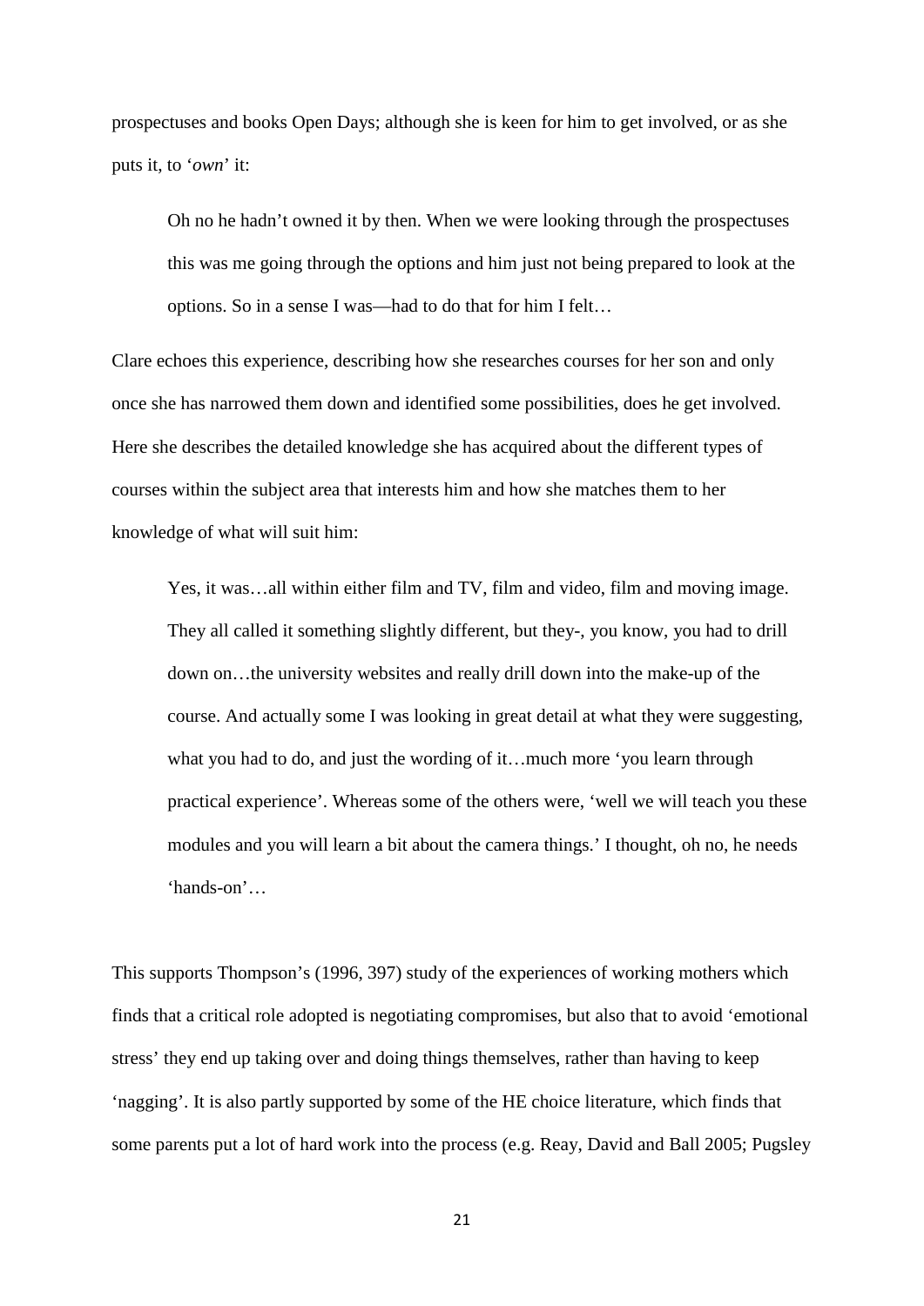prospectuses and books Open Days; although she is keen for him to get involved, or as she puts it, to '*own*' it:

> Oh no he hadn't owned it by then. When we were looking through the prospectuses this was me going through the options and him just not being prepared to look at the options. So in a sense I was—had to do that for him I felt…

Clare echoes this experience, describing how she researches courses for her son and only once she has narrowed them down and identified some possibilities, does he get involved. Here she describes the detailed knowledge she has acquired about the different types of courses within the subject area that interests him and how she matches them to her knowledge of what will suit him:

> Yes, it was…all within either film and TV, film and video, film and moving image. They all called it something slightly different, but they-, you know, you had to drill down on…the university websites and really drill down into the make-up of the course. And actually some I was looking in great detail at what they were suggesting, what you had to do, and just the wording of it…much more 'you learn through practical experience'. Whereas some of the others were, 'well we will teach you these modules and you will learn a bit about the camera things.' I thought, oh no, he needs 'hands-on'…

This supports Thompson's (1996, 397) study of the experiences of working mothers which finds that a critical role adopted is negotiating compromises, but also that to avoid 'emotional stress' they end up taking over and doing things themselves, rather than having to keep 'nagging'. It is also partly supported by some of the HE choice literature, which finds that some parents put a lot of hard work into the process (e.g. Reay, David and Ball 2005; Pugsley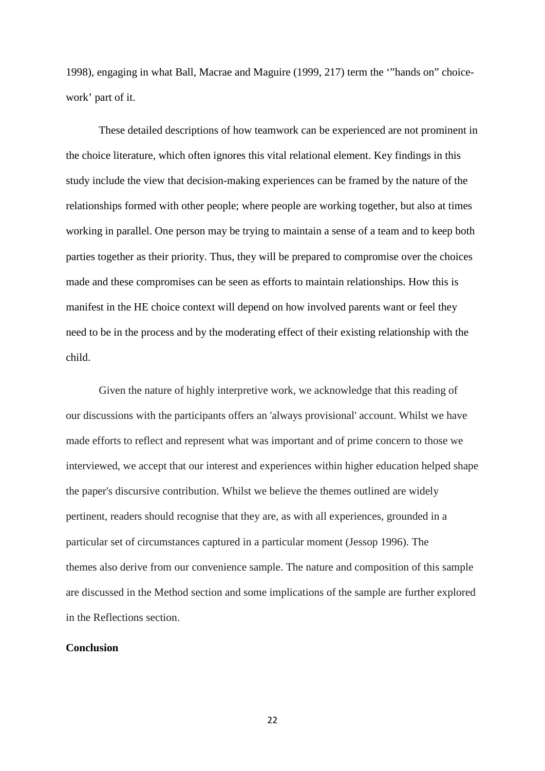1998), engaging in what Ball, Macrae and Maguire (1999, 217) term the '"hands on" choice-work' part of it.

These detailed descriptions of how teamwork can be experienced are not prominent in the choice literature, which often ignores this vital relational element. Key findings in this study include the view that decision-making experiences can be framed by the nature of the relationships formed with other people; where people are working together, but also at times working in parallel. One person may be trying to maintain a sense of a team and to keep both parties together as their priority. Thus, they will be prepared to compromise over the choices made and these compromises can be seen as efforts to maintain relationships. How this is manifest in the HE choice context will depend on how involved parents want or feel they need to be in the process and by the moderating effect of their existing relationship with the child.

Given the nature of highly interpretive work, we acknowledge that this reading of our discussions with the participants offers an 'always provisional' account. Whilst we have made efforts to reflect and represent what was important and of prime concern to those we interviewed, we accept that our interest and experiences within higher education helped shape the paper's discursive contribution. Whilst we believe the themes outlined are widely pertinent, readers should recognise that they are, as with all experiences, grounded in a particular set of circumstances captured in a particular moment (Jessop 1996). The themes also derive from our convenience sample. The nature and composition of this sample are discussed in the Method section and some implications of the sample are further explored in the Reflections section.

**Conclusion**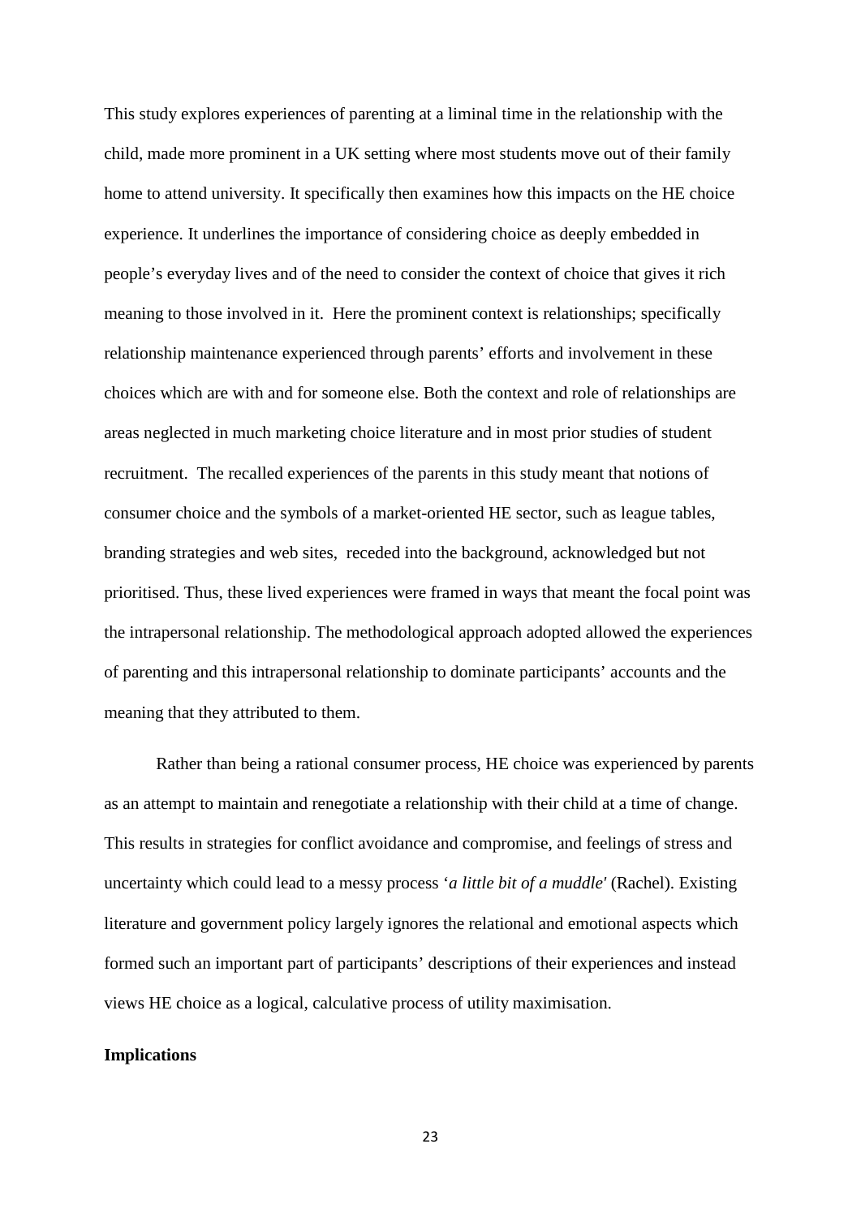This study explores experiences of parenting at a liminal time in the relationship with the child, made more prominent in a UK setting where most students move out of their family home to attend university. It specifically then examines how this impacts on the HE choice experience. It underlines the importance of considering choice as deeply embedded in people's everyday lives and of the need to consider the context of choice that gives it rich meaning to those involved in it. Here the prominent context is relationships; specifically relationship maintenance experienced through parents' efforts and involvement in these choices which are with and for someone else. Both the context and role of relationships are areas neglected in much marketing choice literature and in most prior studies of student recruitment. The recalled experiences of the parents in this study meant that notions of consumer choice and the symbols of a market-oriented HE sector, such as league tables, branding strategies and web sites, receded into the background, acknowledged but not prioritised. Thus, these lived experiences were framed in ways that meant the focal point was the intrapersonal relationship. The methodological approach adopted allowed the experiences of parenting and this intrapersonal relationship to dominate participants' accounts and the meaning that they attributed to them.

Rather than being a rational consumer process, HE choice was experienced by parents as an attempt to maintain and renegotiate a relationship with their child at a time of change. This results in strategies for conflict avoidance and compromise, and feelings of stress and uncertainty which could lead to a messy process '*a little bit of a muddle'* (Rachel). Existing literature and government policy largely ignores the relational and emotional aspects which formed such an important part of participants' descriptions of their experiences and instead views HE choice as a logical, calculative process of utility maximisation.

## Implications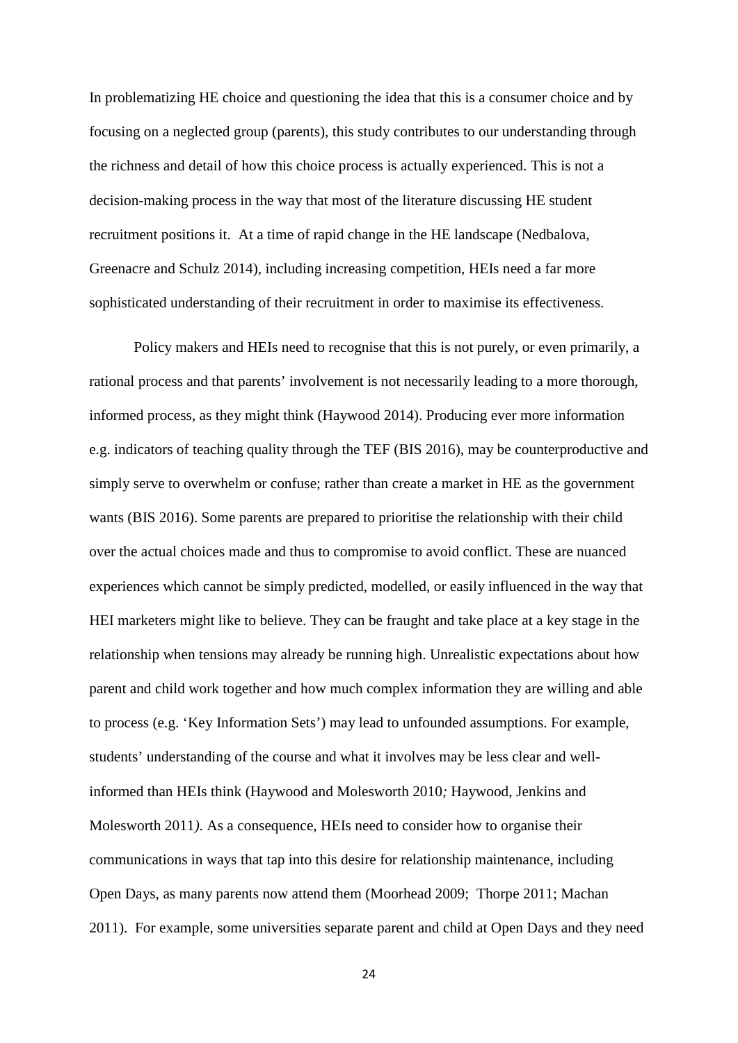In problematizing HE choice and questioning the idea that this is a consumer choice and by focusing on a neglected group (parents), this study contributes to our understanding through the richness and detail of how this choice process is actually experienced. This is not a decision-making process in the way that most of the literature discussing HE student recruitment positions it. At a time of rapid change in the HE landscape (Nedbalova, Greenacre and Schulz 2014), including increasing competition, HEIs need a far more sophisticated understanding of their recruitment in order to maximise its effectiveness.

Policy makers and HEIs need to recognise that this is not purely, or even primarily, a rational process and that parents' involvement is not necessarily leading to a more thorough, informed process, as they might think (Haywood 2014). Producing ever more information e.g. indicators of teaching quality through the TEF (BIS 2016), may be counterproductive and simply serve to overwhelm or confuse; rather than create a market in HE as the government wants (BIS 2016). Some parents are prepared to prioritise the relationship with their child over the actual choices made and thus to compromise to avoid conflict. These are nuanced experiences which cannot be simply predicted, modelled, or easily influenced in the way that HEI marketers might like to believe. They can be fraught and take place at a key stage in the relationship when tensions may already be running high. Unrealistic expectations about how parent and child work together and how much complex information they are willing and able to process (e.g. 'Key Information Sets') may lead to unfounded assumptions. For example, students' understanding of the course and what it involves may be less clear and well-informed than HEIs think (Haywood and Molesworth 2010*;* Haywood, Jenkins and Molesworth 2011*)*. As a consequence, HEIs need to consider how to organise their communications in ways that tap into this desire for relationship maintenance, including Open Days, as many parents now attend them (Moorhead 2009; Thorpe 2011; Machan 2011). For example, some universities separate parent and child at Open Days and they need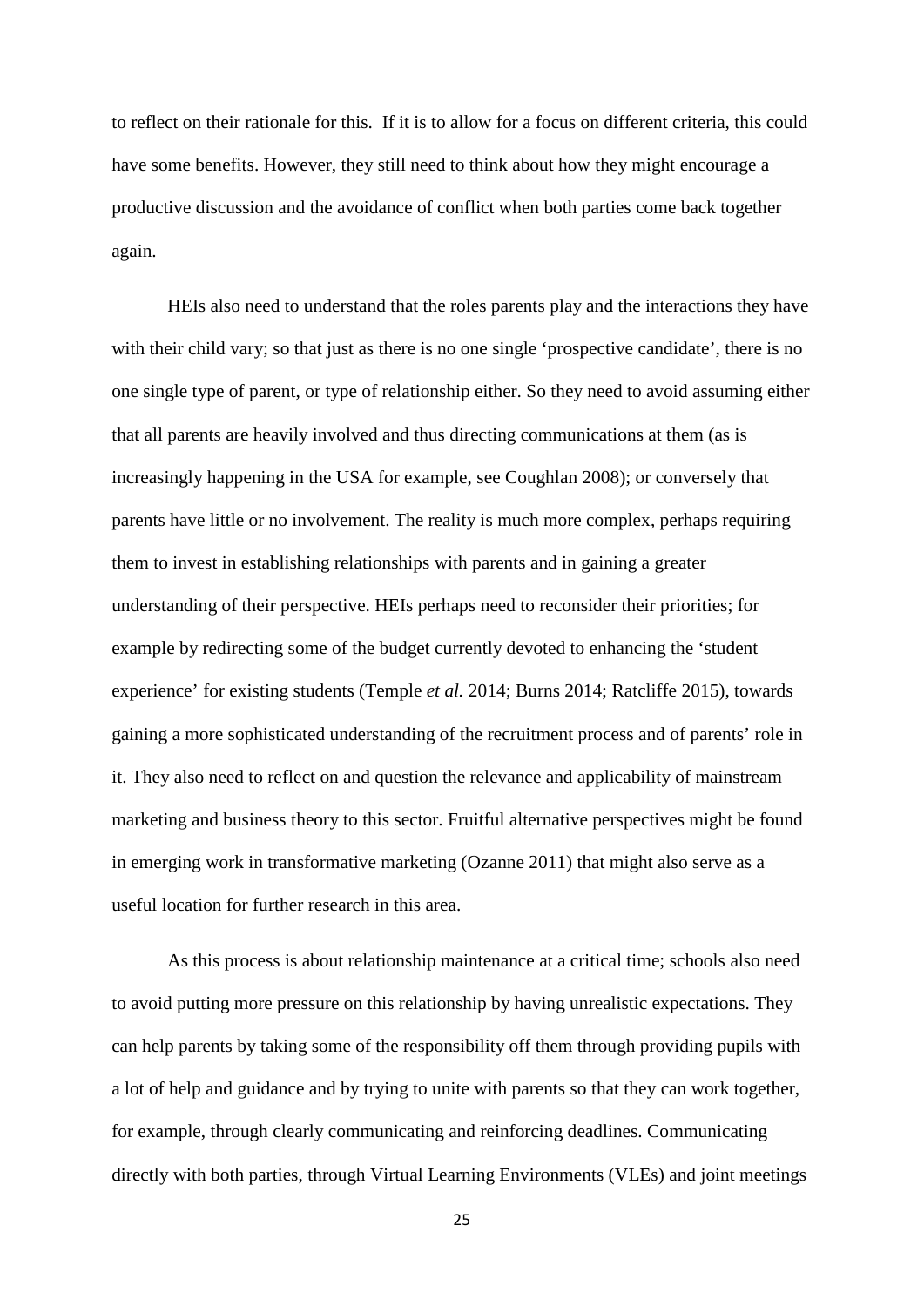to reflect on their rationale for this. If it is to allow for a focus on different criteria, this could have some benefits. However, they still need to think about how they might encourage a productive discussion and the avoidance of conflict when both parties come back together again.

HEIs also need to understand that the roles parents play and the interactions they have with their child vary; so that just as there is no one single 'prospective candidate', there is no one single type of parent, or type of relationship either. So they need to avoid assuming either that all parents are heavily involved and thus directing communications at them (as is increasingly happening in the USA for example, see Coughlan 2008); or conversely that parents have little or no involvement. The reality is much more complex, perhaps requiring them to invest in establishing relationships with parents and in gaining a greater understanding of their perspective. HEIs perhaps need to reconsider their priorities; for example by redirecting some of the budget currently devoted to enhancing the 'student experience' for existing students (Temple *et al.* 2014; Burns 2014; Ratcliffe 2015), towards gaining a more sophisticated understanding of the recruitment process and of parents' role in it. They also need to reflect on and question the relevance and applicability of mainstream marketing and business theory to this sector. Fruitful alternative perspectives might be found in emerging work in transformative marketing (Ozanne 2011) that might also serve as a useful location for further research in this area.

As this process is about relationship maintenance at a critical time; schools also need to avoid putting more pressure on this relationship by having unrealistic expectations. They can help parents by taking some of the responsibility off them through providing pupils with a lot of help and guidance and by trying to unite with parents so that they can work together, for example, through clearly communicating and reinforcing deadlines. Communicating directly with both parties, through Virtual Learning Environments (VLEs) and joint meetings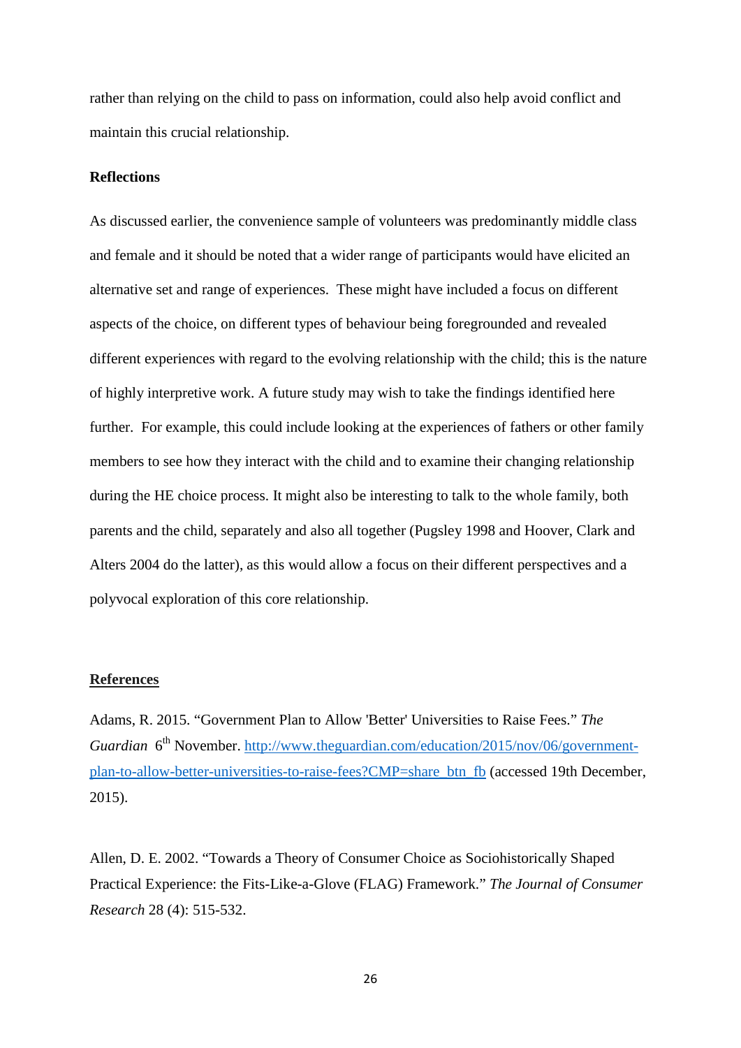rather than relying on the child to pass on information, could also help avoid conflict and maintain this crucial relationship.

**Reflections**

As discussed earlier, the convenience sample of volunteers was predominantly middle class and female and it should be noted that a wider range of participants would have elicited an alternative set and range of experiences. These might have included a focus on different aspects of the choice, on different types of behaviour being foregrounded and revealed different experiences with regard to the evolving relationship with the child; this is the nature of highly interpretive work. A future study may wish to take the findings identified here further. For example, this could include looking at the experiences of fathers or other family members to see how they interact with the child and to examine their changing relationship during the HE choice process. It might also be interesting to talk to the whole family, both parents and the child, separately and also all together (Pugsley 1998 and Hoover, Clark and Alters 2004 do the latter), as this would allow a focus on their different perspectives and a polyvocal exploration of this core relationship.

## References

Adams, R. 2015. "Government Plan to Allow 'Better' Universities to Raise Fees." *The Guardian* 6th November. [http://www.theguardian.com/education/2015/nov/06/government-plan-to-allow-better-universities-to-raise-fees?CMP=share_btn_fb](http://www.theguardian.com/education/2015/nov/06/government-plan-to-allow-better-universities-to-raise-fees?CMP=share_btn_fb) (accessed 19th December, 2015).

Allen, D. E. 2002. "Towards a Theory of Consumer Choice as Sociohistorically Shaped Practical Experience: the Fits-Like-a-Glove (FLAG) Framework." *The Journal of Consumer Research* 28 (4): 515-532.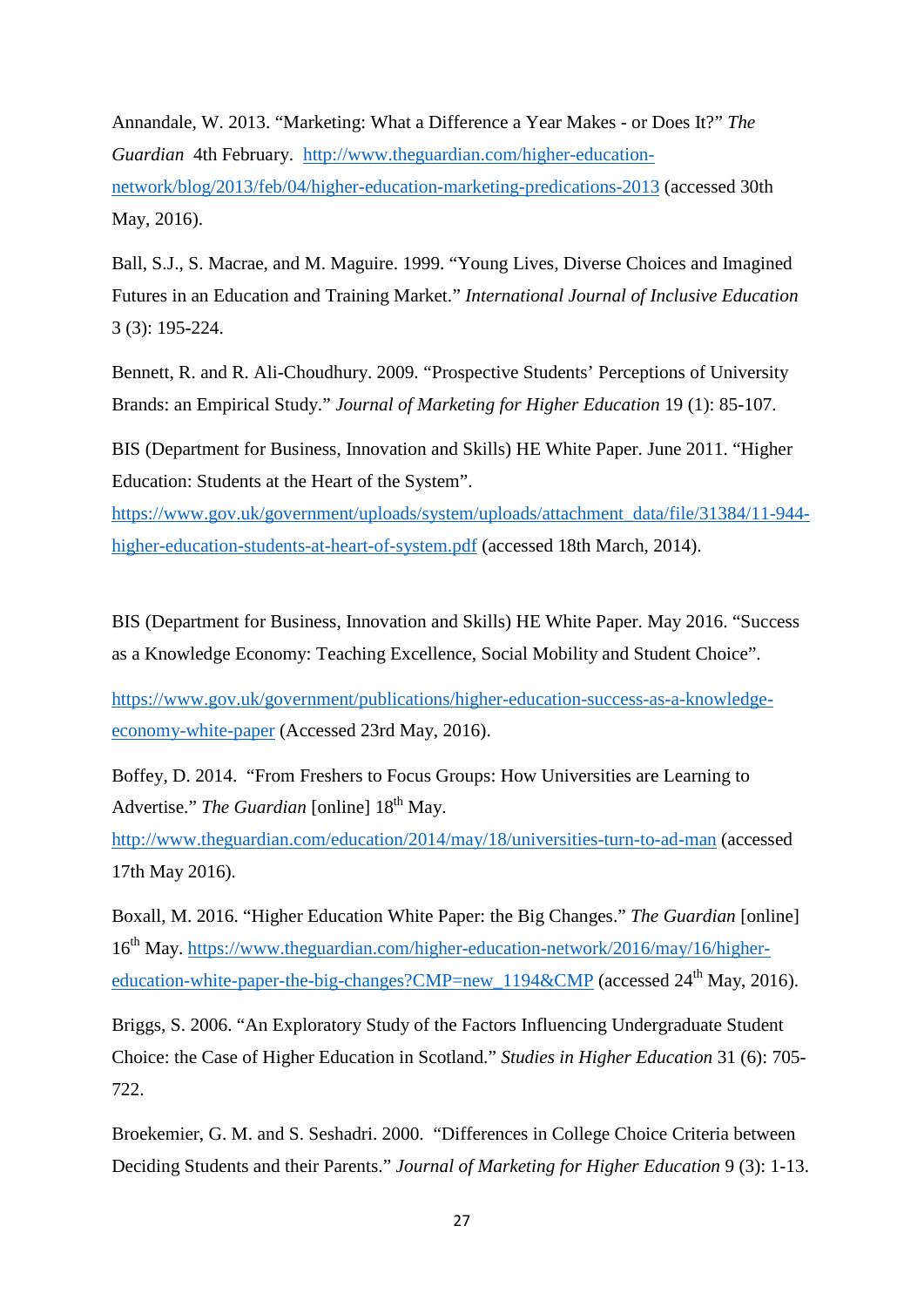Annandale, W. 2013. "Marketing: What a Difference a Year Makes - or Does It?" *The Guardian* 4th February. http://www.theguardian.com/higher-education-network/blog/2013/feb/04/higher-education-marketing-predications-2013 (accessed 30th May, 2016).

Ball, S.J., S. Macrae, and M. Maguire. 1999. "Young Lives, Diverse Choices and Imagined Futures in an Education and Training Market." *International Journal of Inclusive Education* 3 (3): 195-224.

Bennett, R. and R. Ali-Choudhury. 2009. "Prospective Students' Perceptions of University Brands: an Empirical Study." *Journal of Marketing for Higher Education* 19 (1): 85-107.

BIS (Department for Business, Innovation and Skills) HE White Paper. June 2011. "Higher Education: Students at the Heart of the System". https://www.gov.uk/government/uploads/system/uploads/attachment_data/file/31384/11-944-higher-education-students-at-heart-of-system.pdf (accessed 18th March, 2014).

BIS (Department for Business, Innovation and Skills) HE White Paper. May 2016. "Success as a Knowledge Economy: Teaching Excellence, Social Mobility and Student Choice".

https://www.gov.uk/government/publications/higher-education-success-as-a-knowledge-economy-white-paper (Accessed 23rd May, 2016).

Boffey, D. 2014. "From Freshers to Focus Groups: How Universities are Learning to Advertise." *The Guardian* [online] 18th May. http://www.theguardian.com/education/2014/may/18/universities-turn-to-ad-man (accessed 17th May 2016).

Boxall, M. 2016. "Higher Education White Paper: the Big Changes." *The Guardian* [online] 16th May. https://www.theguardian.com/higher-education-network/2016/may/16/higher-education-white-paper-the-big-changes?CMP=new_1194&CMP (accessed 24th May, 2016).

Briggs, S. 2006. "An Exploratory Study of the Factors Influencing Undergraduate Student Choice: the Case of Higher Education in Scotland." *Studies in Higher Education* 31 (6): 705-722.

Broekemier, G. M. and S. Seshadri. 2000. "Differences in College Choice Criteria between Deciding Students and their Parents." *Journal of Marketing for Higher Education* 9 (3): 1-13.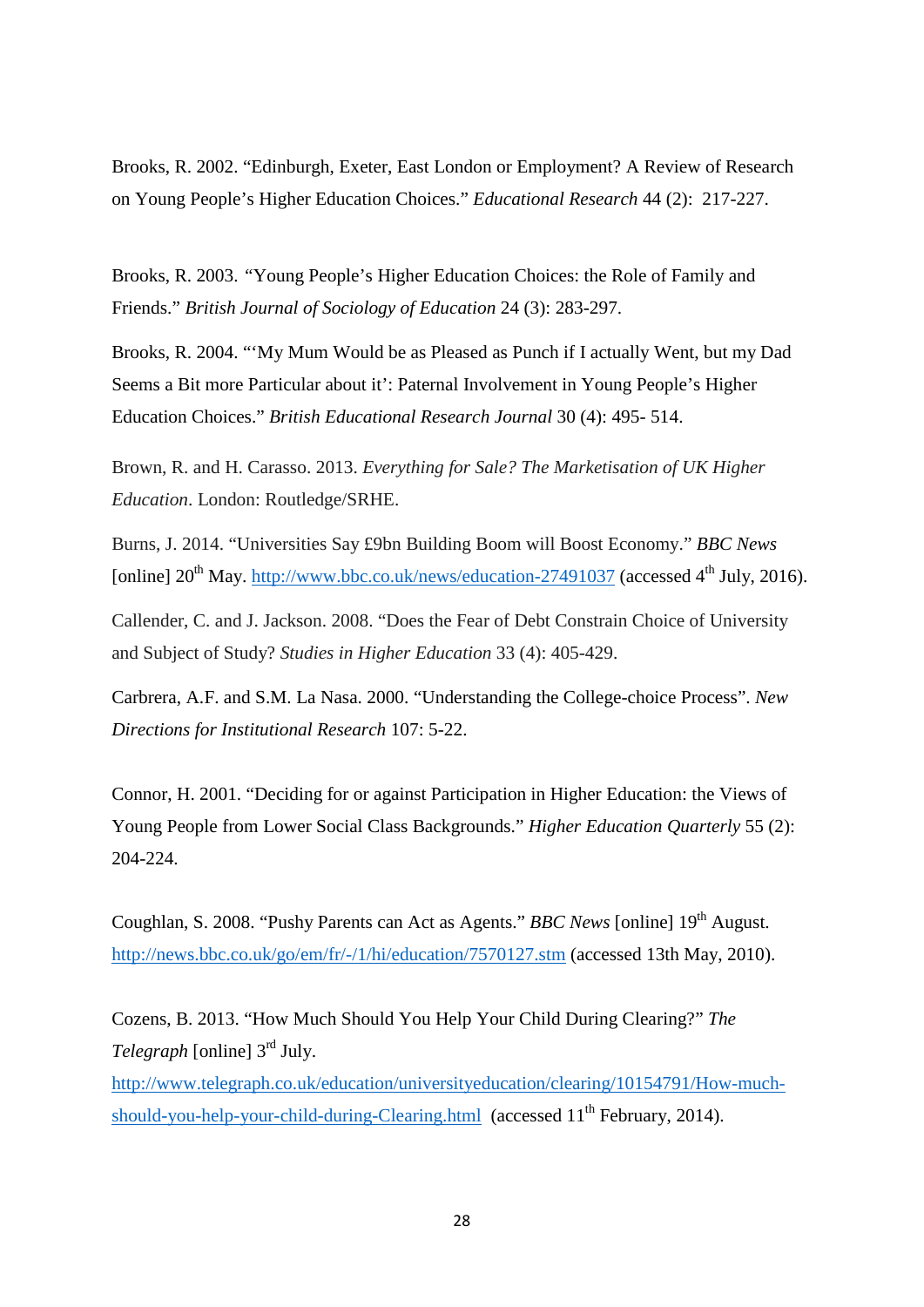Brooks, R. 2002. "Edinburgh, Exeter, East London or Employment? A Review of Research on Young People's Higher Education Choices." *Educational Research* 44 (2): 217-227.

Brooks, R. 2003. "Young People's Higher Education Choices: the Role of Family and Friends." *British Journal of Sociology of Education* 24 (3): 283-297.

Brooks, R. 2004. "'My Mum Would be as Pleased as Punch if I actually Went, but my Dad Seems a Bit more Particular about it': Paternal Involvement in Young People's Higher Education Choices." *British Educational Research Journal* 30 (4): 495- 514.

Brown, R. and H. Carasso. 2013. *Everything for Sale? The Marketisation of UK Higher Education*. London: Routledge/SRHE.

Burns, J. 2014. "Universities Say £9bn Building Boom will Boost Economy." *BBC News* [online] 20th May. http://www.bbc.co.uk/news/education-27491037 (accessed 4th July, 2016).

Callender, C. and J. Jackson. 2008. "Does the Fear of Debt Constrain Choice of University and Subject of Study? *Studies in Higher Education* 33 (4): 405-429.

Carbrera, A.F. and S.M. La Nasa. 2000. "Understanding the College-choice Process". *New Directions for Institutional Research* 107: 5-22.

Connor, H. 2001. "Deciding for or against Participation in Higher Education: the Views of Young People from Lower Social Class Backgrounds." *Higher Education Quarterly* 55 (2): 204-224.

Coughlan, S. 2008. "Pushy Parents can Act as Agents." *BBC News* [online] 19th August. http://news.bbc.co.uk/go/em/fr/-/1/hi/education/7570127.stm (accessed 13th May, 2010).

Cozens, B. 2013. "How Much Should You Help Your Child During Clearing?" *The Telegraph* [online] 3rd July. http://www.telegraph.co.uk/education/universityeducation/clearing/10154791/How-much-should-you-help-your-child-during-Clearing.html (accessed 11th February, 2014).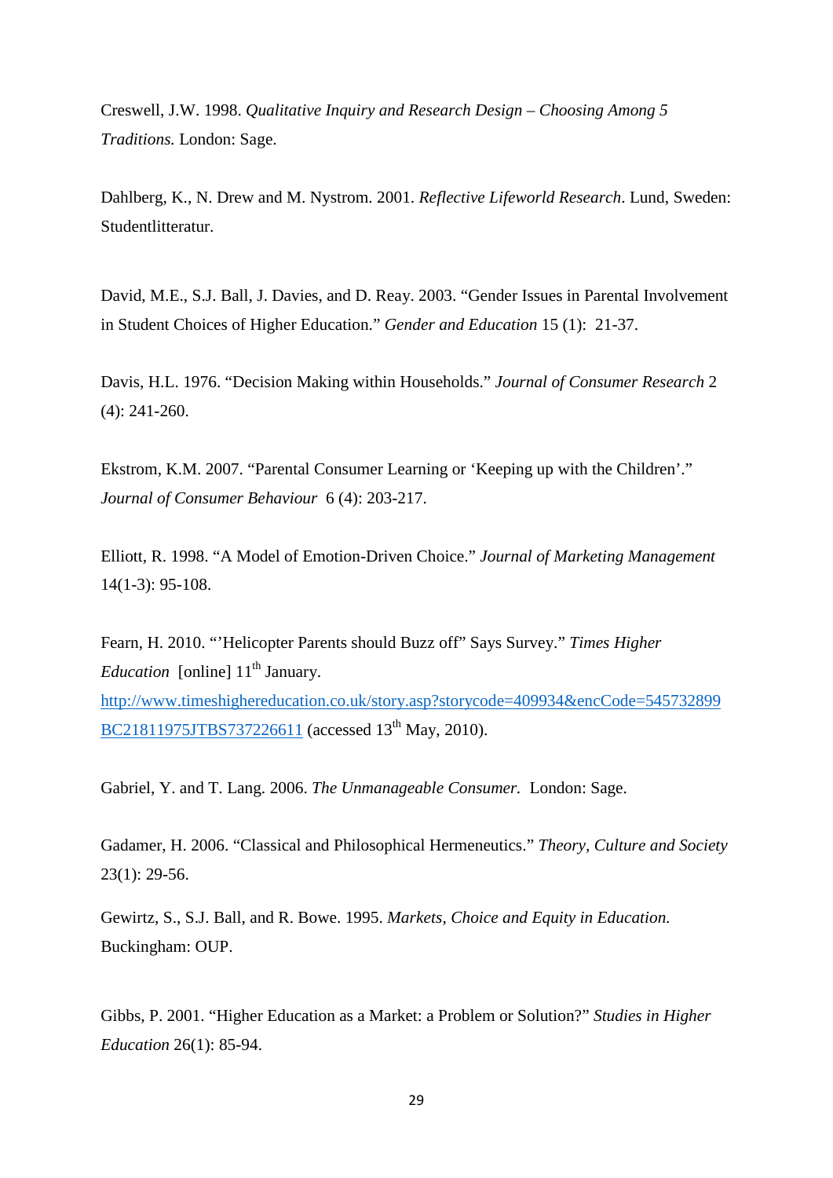Creswell, J.W. 1998. *Qualitative Inquiry and Research Design – Choosing Among 5 Traditions.* London: Sage.

Dahlberg, K., N. Drew and M. Nystrom. 2001. *Reflective Lifeworld Research*. Lund, Sweden: Studentlitteratur.

David, M.E., S.J. Ball, J. Davies, and D. Reay. 2003. "Gender Issues in Parental Involvement in Student Choices of Higher Education." *Gender and Education* 15 (1): 21-37.

Davis, H.L. 1976. "Decision Making within Households." *Journal of Consumer Research* 2 (4): 241-260.

Ekstrom, K.M. 2007. "Parental Consumer Learning or 'Keeping up with the Children'." *Journal of Consumer Behaviour* 6 (4): 203-217.

Elliott, R. 1998. "A Model of Emotion-Driven Choice." *Journal of Marketing Management* 14(1-3): 95-108.

Fearn, H. 2010. "'Helicopter Parents should Buzz off" Says Survey." *Times Higher Education* [online] 11th January. http://www.timeshighereducation.co.uk/story.asp?storycode=409934&encCode=545732899BC21811975JTBS737226611 (accessed 13th May, 2010).

Gabriel, Y. and T. Lang. 2006. *The Unmanageable Consumer.* London: Sage.

Gadamer, H. 2006. "Classical and Philosophical Hermeneutics." *Theory, Culture and Society* 23(1): 29-56.

Gewirtz, S., S.J. Ball, and R. Bowe. 1995. *Markets, Choice and Equity in Education.* Buckingham: OUP.

Gibbs, P. 2001. "Higher Education as a Market: a Problem or Solution?" *Studies in Higher Education* 26(1): 85-94.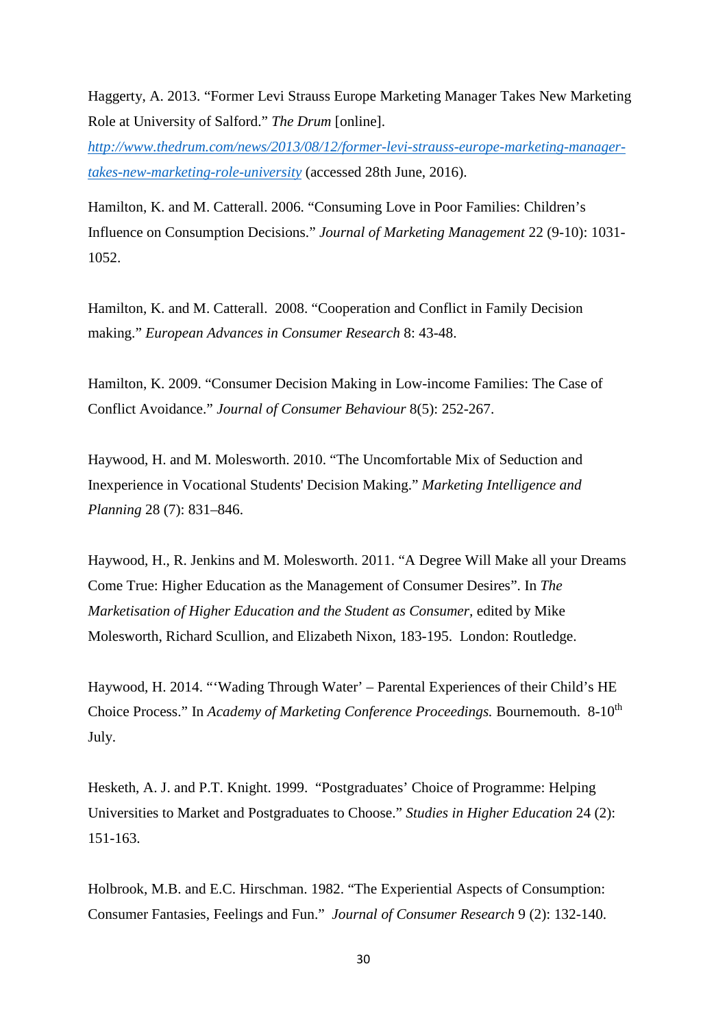Haggerty, A. 2013. "Former Levi Strauss Europe Marketing Manager Takes New Marketing Role at University of Salford." *The Drum* [online]. [http://www.thedrum.com/news/2013/08/12/former-levi-strauss-europe-marketing-manager-takes-new-marketing-role-university](http://www.thedrum.com/news/2013/08/12/former-levi-strauss-europe-marketing-manager-takes-new-marketing-role-university) (accessed 28th June, 2016).

Hamilton, K. and M. Catterall. 2006. "Consuming Love in Poor Families: Children's Influence on Consumption Decisions." *Journal of Marketing Management* 22 (9-10): 1031-1052.

Hamilton, K. and M. Catterall. 2008. "Cooperation and Conflict in Family Decision making." *European Advances in Consumer Research* 8: 43-48.

Hamilton, K. 2009. "Consumer Decision Making in Low-income Families: The Case of Conflict Avoidance." *Journal of Consumer Behaviour* 8(5): 252-267.

Haywood, H. and M. Molesworth. 2010. "The Uncomfortable Mix of Seduction and Inexperience in Vocational Students' Decision Making." *Marketing Intelligence and Planning* 28 (7): 831–846.

Haywood, H., R. Jenkins and M. Molesworth. 2011. "A Degree Will Make all your Dreams Come True: Higher Education as the Management of Consumer Desires". In *The Marketisation of Higher Education and the Student as Consumer*, edited by Mike Molesworth, Richard Scullion, and Elizabeth Nixon, 183-195. London: Routledge.

Haywood, H. 2014. "'Wading Through Water' – Parental Experiences of their Child's HE Choice Process." In *Academy of Marketing Conference Proceedings.* Bournemouth. 8-10th July.

Hesketh, A. J. and P.T. Knight. 1999. "Postgraduates' Choice of Programme: Helping Universities to Market and Postgraduates to Choose." *Studies in Higher Education* 24 (2): 151-163.

Holbrook, M.B. and E.C. Hirschman. 1982. "The Experiential Aspects of Consumption: Consumer Fantasies, Feelings and Fun." *Journal of Consumer Research* 9 (2): 132-140.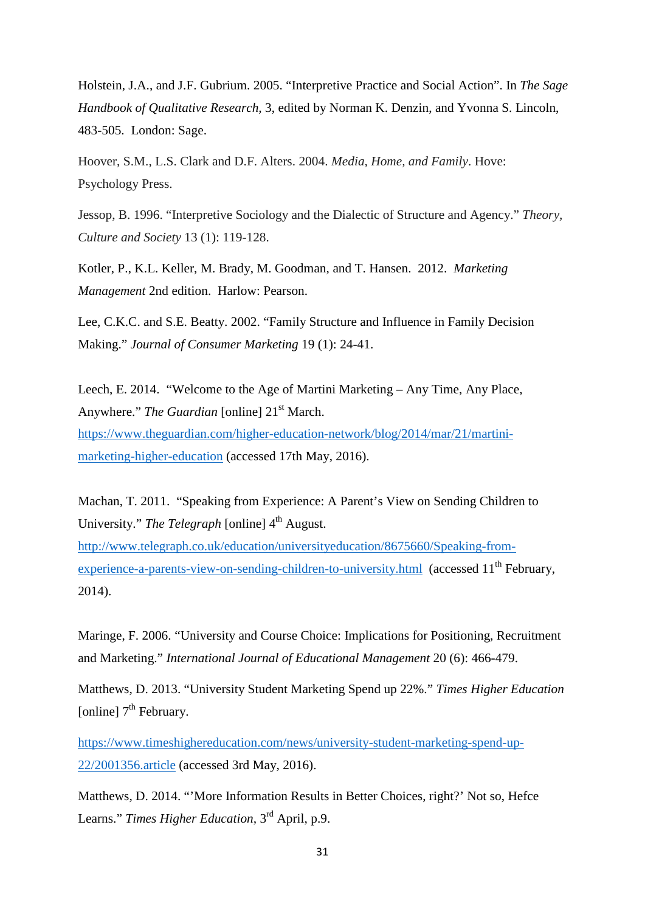Holstein, J.A., and J.F. Gubrium. 2005. "Interpretive Practice and Social Action". In *The Sage Handbook of Qualitative Research,* 3, edited by Norman K. Denzin, and Yvonna S. Lincoln, 483-505. London: Sage.

Hoover, S.M., L.S. Clark and D.F. Alters. 2004. *Media, Home, and Family*. Hove: Psychology Press.

Jessop, B. 1996. "Interpretive Sociology and the Dialectic of Structure and Agency." *Theory, Culture and Society* 13 (1): 119-128.

Kotler, P., K.L. Keller, M. Brady, M. Goodman, and T. Hansen. 2012. *Marketing Management* 2nd edition. Harlow: Pearson.

Lee, C.K.C. and S.E. Beatty. 2002. "Family Structure and Influence in Family Decision Making." *Journal of Consumer Marketing* 19 (1): 24-41.

Leech, E. 2014. "Welcome to the Age of Martini Marketing – Any Time, Any Place, Anywhere." *The Guardian* [online] 21st March. https://www.theguardian.com/higher-education-network/blog/2014/mar/21/martini-marketing-higher-education (accessed 17th May, 2016).

Machan, T. 2011. "Speaking from Experience: A Parent's View on Sending Children to University." *The Telegraph* [online] 4th August. http://www.telegraph.co.uk/education/universityeducation/8675660/Speaking-from-experience-a-parents-view-on-sending-children-to-university.html (accessed 11th February, 2014).

Maringe, F. 2006. "University and Course Choice: Implications for Positioning, Recruitment and Marketing." *International Journal of Educational Management* 20 (6): 466-479.

Matthews, D. 2013. "University Student Marketing Spend up 22%." *Times Higher Education* [online] 7th February.

https://www.timeshighereducation.com/news/university-student-marketing-spend-up-22/2001356.article (accessed 3rd May, 2016).

Matthews, D. 2014. "'More Information Results in Better Choices, right?' Not so, Hefce Learns." *Times Higher Education,* 3rd April, p.9.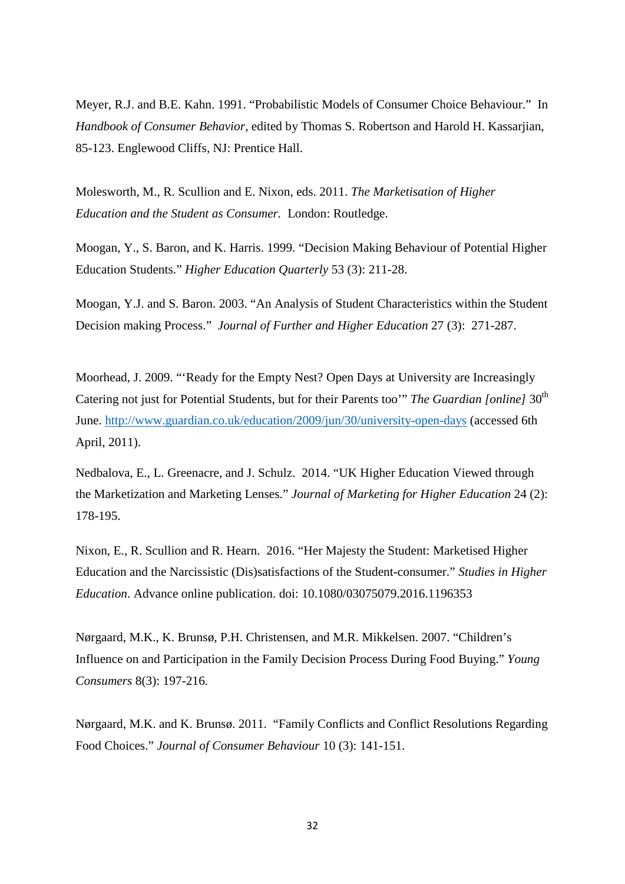Meyer, R.J. and B.E. Kahn. 1991. "Probabilistic Models of Consumer Choice Behaviour." In *Handbook of Consumer Behavior,* edited by Thomas S. Robertson and Harold H. Kassarjian, 85-123. Englewood Cliffs, NJ: Prentice Hall.

Molesworth, M., R. Scullion and E. Nixon, eds. 2011. *The Marketisation of Higher Education and the Student as Consumer.* London: Routledge.

Moogan, Y., S. Baron, and K. Harris. 1999. "Decision Making Behaviour of Potential Higher Education Students." *Higher Education Quarterly* 53 (3): 211-28.

Moogan, Y.J. and S. Baron. 2003. "An Analysis of Student Characteristics within the Student Decision making Process." *Journal of Further and Higher Education* 27 (3): 271-287.

Moorhead, J. 2009. "'Ready for the Empty Nest? Open Days at University are Increasingly Catering not just for Potential Students, but for their Parents too'" *The Guardian [online]* 30th June. http://www.guardian.co.uk/education/2009/jun/30/university-open-days (accessed 6th April, 2011).

Nedbalova, E., L. Greenacre, and J. Schulz. 2014. "UK Higher Education Viewed through the Marketization and Marketing Lenses." *Journal of Marketing for Higher Education* 24 (2): 178-195.

Nixon, E., R. Scullion and R. Hearn. 2016. "Her Majesty the Student: Marketised Higher Education and the Narcissistic (Dis)satisfactions of the Student-consumer." *Studies in Higher Education*. Advance online publication. doi: 10.1080/03075079.2016.1196353

Nørgaard, M.K., K. Brunsø, P.H. Christensen, and M.R. Mikkelsen. 2007. "Children's Influence on and Participation in the Family Decision Process During Food Buying." *Young Consumers* 8(3): 197-216.

Nørgaard, M.K. and K. Brunsø. 2011. "Family Conflicts and Conflict Resolutions Regarding Food Choices." *Journal of Consumer Behaviour* 10 (3): 141-151.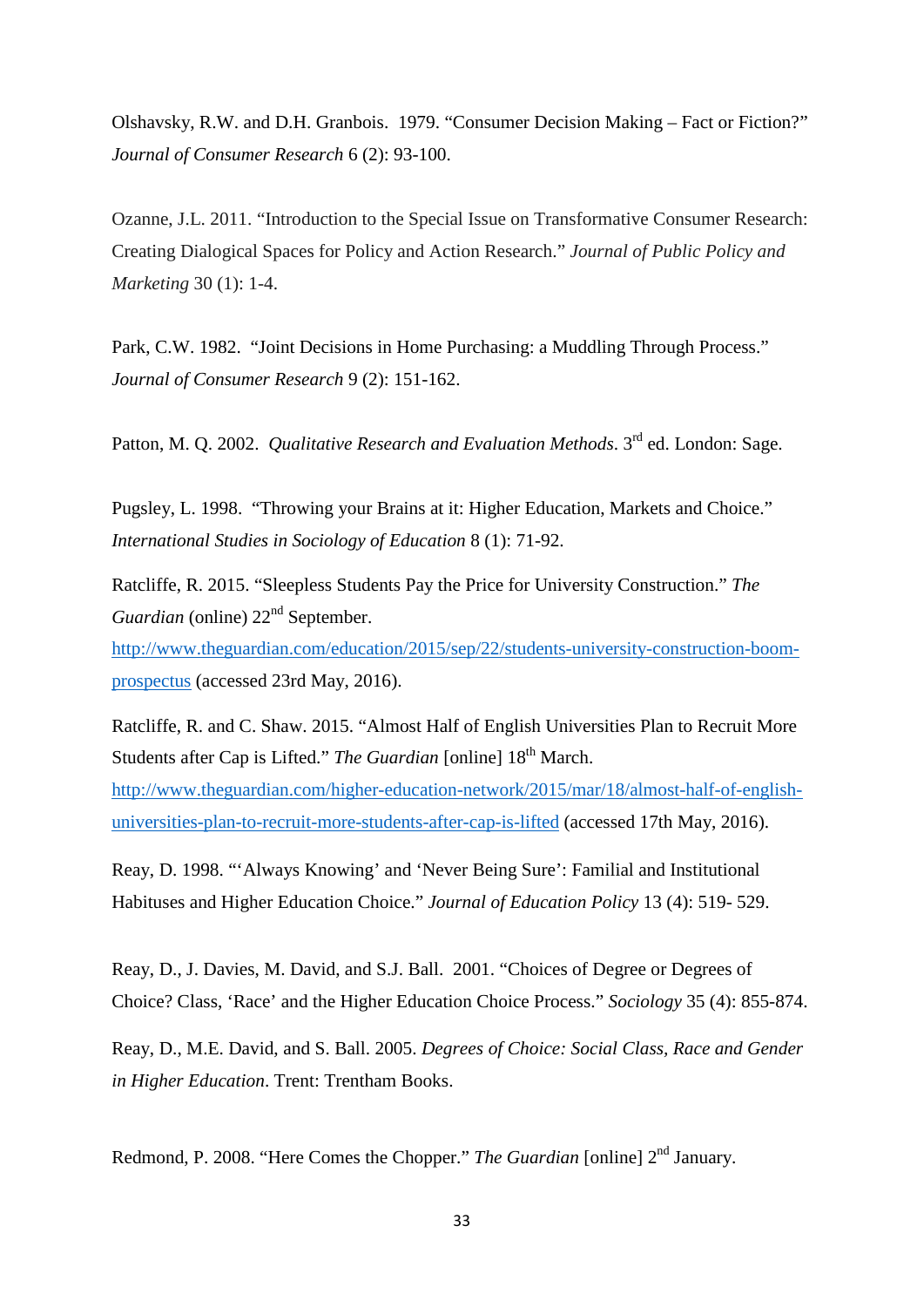Olshavsky, R.W. and D.H. Granbois. 1979. "Consumer Decision Making – Fact or Fiction?" *Journal of Consumer Research* 6 (2): 93-100.

Ozanne, J.L. 2011. "Introduction to the Special Issue on Transformative Consumer Research: Creating Dialogical Spaces for Policy and Action Research." *Journal of Public Policy and Marketing* 30 (1): 1-4.

Park, C.W. 1982. "Joint Decisions in Home Purchasing: a Muddling Through Process." *Journal of Consumer Research* 9 (2): 151-162.

Patton, M. Q. 2002. *Qualitative Research and Evaluation Methods*. 3rd ed. London: Sage.

Pugsley, L. 1998. "Throwing your Brains at it: Higher Education, Markets and Choice." *International Studies in Sociology of Education* 8 (1): 71-92.

Ratcliffe, R. 2015. "Sleepless Students Pay the Price for University Construction." *The Guardian* (online) 22nd September. http://www.theguardian.com/education/2015/sep/22/students-university-construction-boom-prospectus (accessed 23rd May, 2016).

Ratcliffe, R. and C. Shaw. 2015. "Almost Half of English Universities Plan to Recruit More Students after Cap is Lifted." *The Guardian* [online] 18th March. http://www.theguardian.com/higher-education-network/2015/mar/18/almost-half-of-english-universities-plan-to-recruit-more-students-after-cap-is-lifted (accessed 17th May, 2016).

Reay, D. 1998. "'Always Knowing' and 'Never Being Sure': Familial and Institutional Habituses and Higher Education Choice." *Journal of Education Policy* 13 (4): 519- 529.

Reay, D., J. Davies, M. David, and S.J. Ball. 2001. "Choices of Degree or Degrees of Choice? Class, 'Race' and the Higher Education Choice Process." *Sociology* 35 (4): 855-874.

Reay, D., M.E. David, and S. Ball. 2005. *Degrees of Choice: Social Class, Race and Gender in Higher Education*. Trent: Trentham Books.

Redmond, P. 2008. "Here Comes the Chopper." *The Guardian* [online] 2nd January.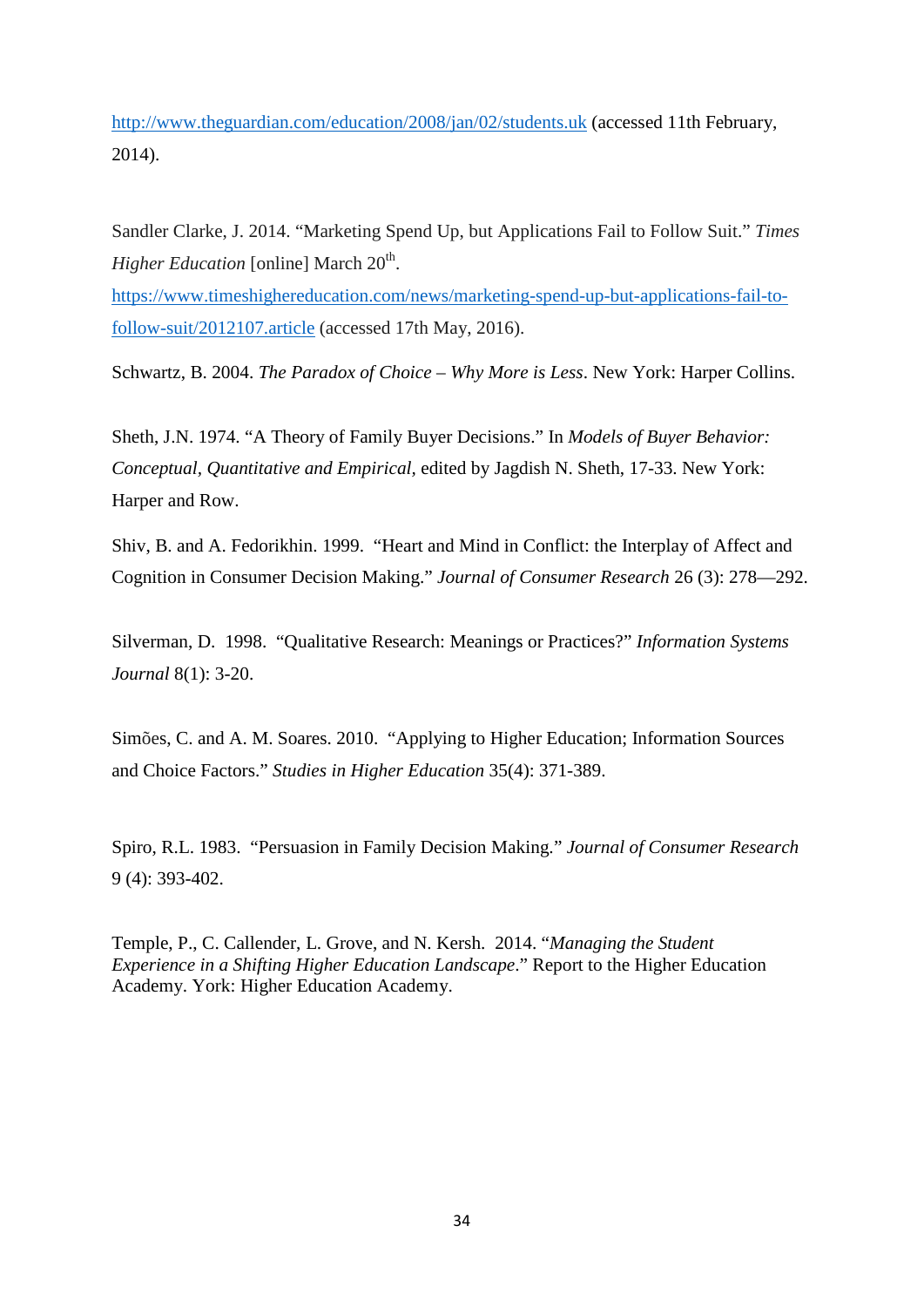http://www.theguardian.com/education/2008/jan/02/students.uk (accessed 11th February, 2014).

Sandler Clarke, J. 2014. "Marketing Spend Up, but Applications Fail to Follow Suit." *Times Higher Education* [online] March 20th. https://www.timeshighereducation.com/news/marketing-spend-up-but-applications-fail-to-follow-suit/2012107.article (accessed 17th May, 2016).

Schwartz, B. 2004. *The Paradox of Choice – Why More is Less*. New York: Harper Collins.

Sheth, J.N. 1974. "A Theory of Family Buyer Decisions." In *Models of Buyer Behavior: Conceptual, Quantitative and Empirical*, edited by Jagdish N. Sheth, 17-33. New York: Harper and Row.

Shiv, B. and A. Fedorikhin. 1999. "Heart and Mind in Conflict: the Interplay of Affect and Cognition in Consumer Decision Making." *Journal of Consumer Research* 26 (3): 278—292.

Silverman, D. 1998. "Qualitative Research: Meanings or Practices?" *Information Systems Journal* 8(1): 3-20.

Simões, C. and A. M. Soares. 2010. "Applying to Higher Education; Information Sources and Choice Factors." *Studies in Higher Education* 35(4): 371-389.

Spiro, R.L. 1983. "Persuasion in Family Decision Making." *Journal of Consumer Research* 9 (4): 393-402.

Temple, P., C. Callender, L. Grove, and N. Kersh. 2014. "*Managing the Student Experience in a Shifting Higher Education Landscape*." Report to the Higher Education Academy. York: Higher Education Academy.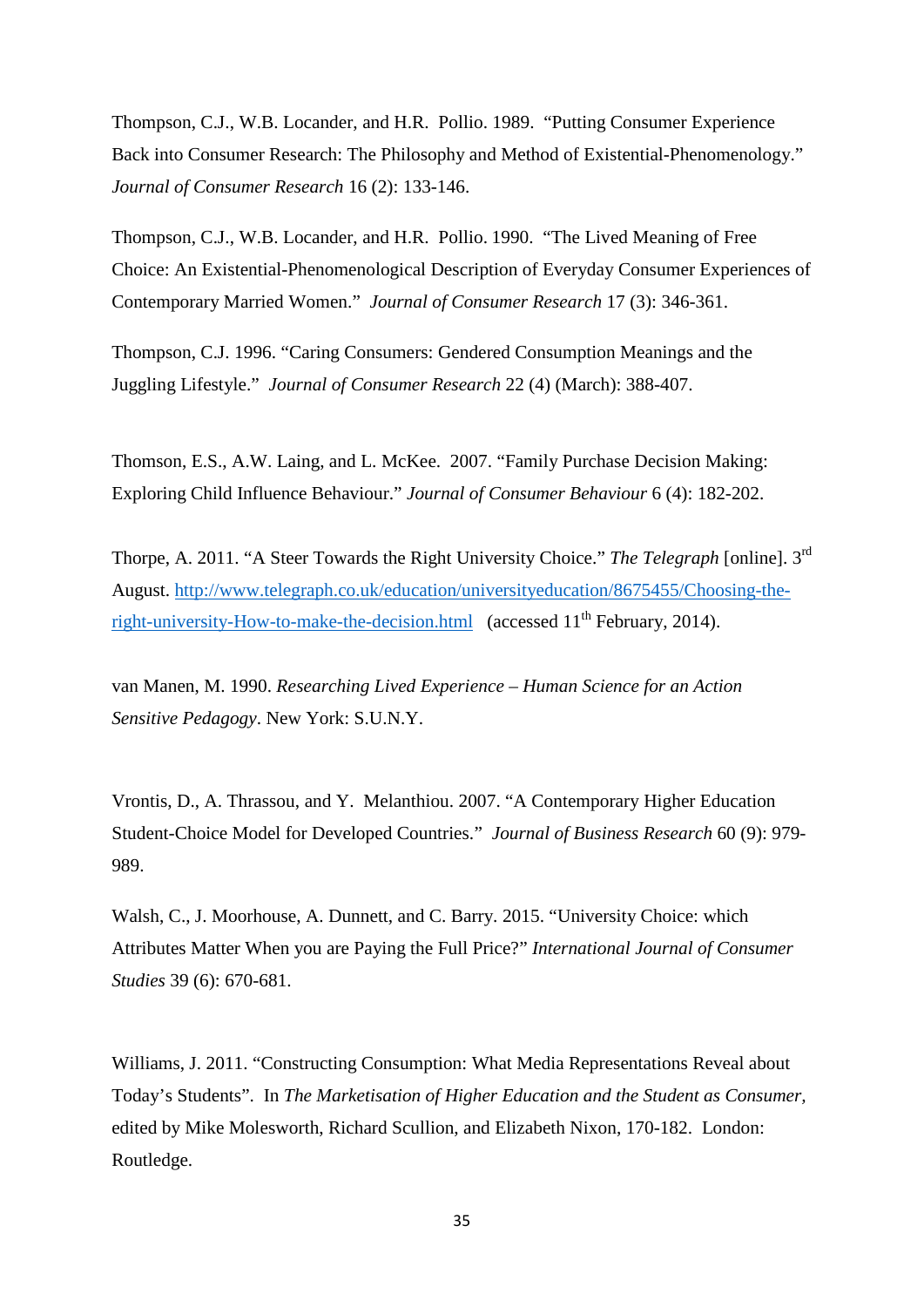Thompson, C.J., W.B. Locander, and H.R. Pollio. 1989. "Putting Consumer Experience Back into Consumer Research: The Philosophy and Method of Existential-Phenomenology." *Journal of Consumer Research* 16 (2): 133-146.

Thompson, C.J., W.B. Locander, and H.R. Pollio. 1990. "The Lived Meaning of Free Choice: An Existential-Phenomenological Description of Everyday Consumer Experiences of Contemporary Married Women." *Journal of Consumer Research* 17 (3): 346-361.

Thompson, C.J. 1996. "Caring Consumers: Gendered Consumption Meanings and the Juggling Lifestyle." *Journal of Consumer Research* 22 (4) (March): 388-407.

Thomson, E.S., A.W. Laing, and L. McKee. 2007. "Family Purchase Decision Making: Exploring Child Influence Behaviour." *Journal of Consumer Behaviour* 6 (4): 182-202.

Thorpe, A. 2011. "A Steer Towards the Right University Choice." *The Telegraph* [online]. 3rd August. http://www.telegraph.co.uk/education/universityeducation/8675455/Choosing-the-right-university-How-to-make-the-decision.html (accessed 11th February, 2014).

van Manen, M. 1990. *Researching Lived Experience – Human Science for an Action Sensitive Pedagogy*. New York: S.U.N.Y.

Vrontis, D., A. Thrassou, and Y. Melanthiou. 2007. "A Contemporary Higher Education Student-Choice Model for Developed Countries." *Journal of Business Research* 60 (9): 979-989.

Walsh, C., J. Moorhouse, A. Dunnett, and C. Barry. 2015. "University Choice: which Attributes Matter When you are Paying the Full Price?" *International Journal of Consumer Studies* 39 (6): 670-681.

Williams, J. 2011. "Constructing Consumption: What Media Representations Reveal about Today's Students". In *The Marketisation of Higher Education and the Student as Consumer*, edited by Mike Molesworth, Richard Scullion, and Elizabeth Nixon, 170-182. London: Routledge.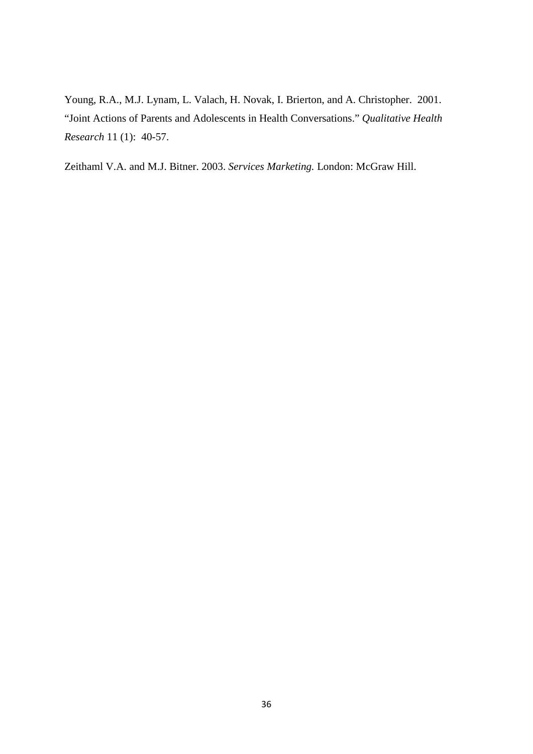Young, R.A., M.J. Lynam, L. Valach, H. Novak, I. Brierton, and A. Christopher. 2001. "Joint Actions of Parents and Adolescents in Health Conversations." *Qualitative Health Research* 11 (1): 40-57.

Zeithaml V.A. and M.J. Bitner. 2003. *Services Marketing.* London: McGraw Hill.